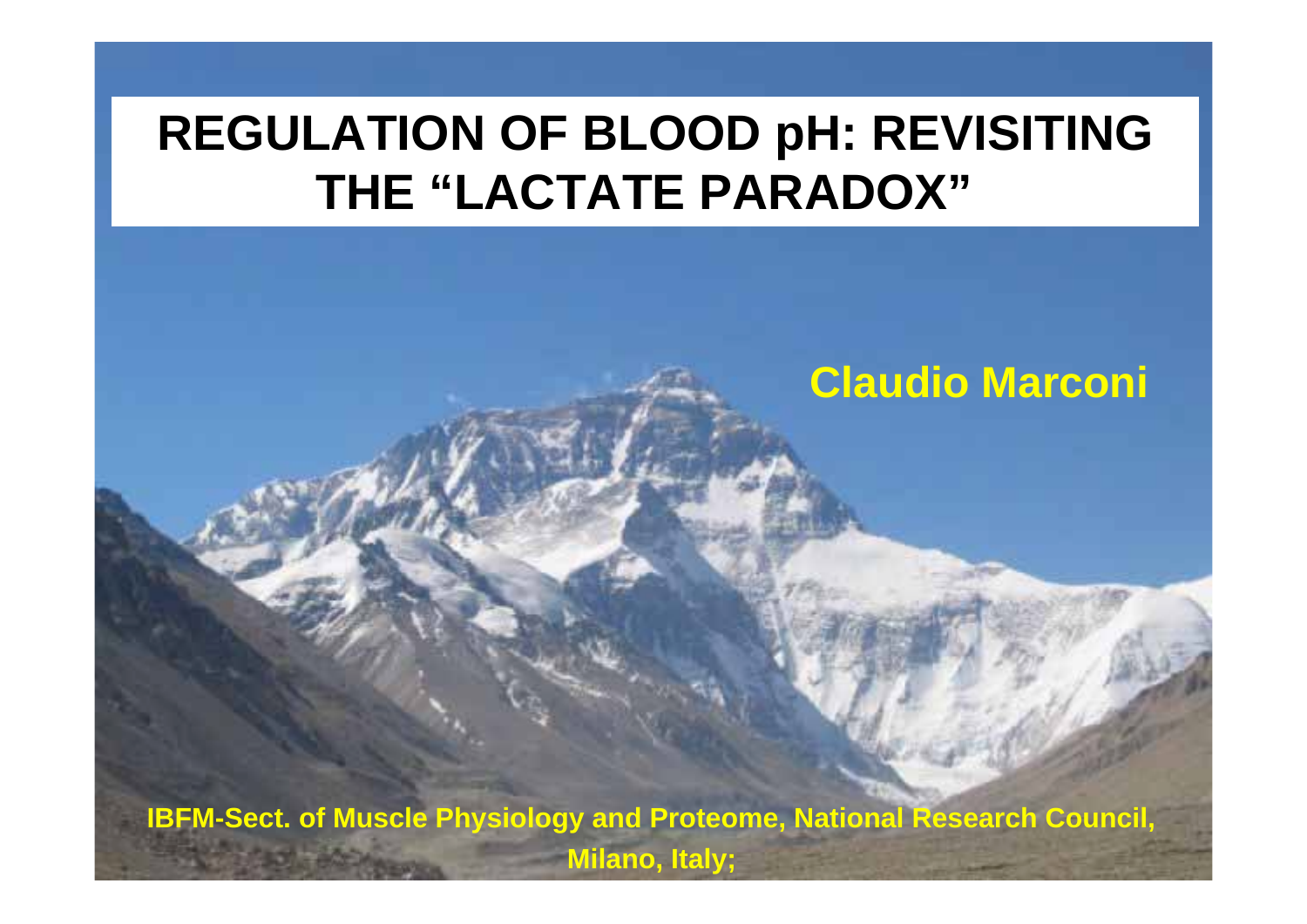# REGULATION OF BLOOD pH: REVISITING THE "LACTATE PARADOX"

**Claudio Marconi**

**IBFM-Sect. of Muscle Physiology and Proteome, National Research Council, Milano, Italy;**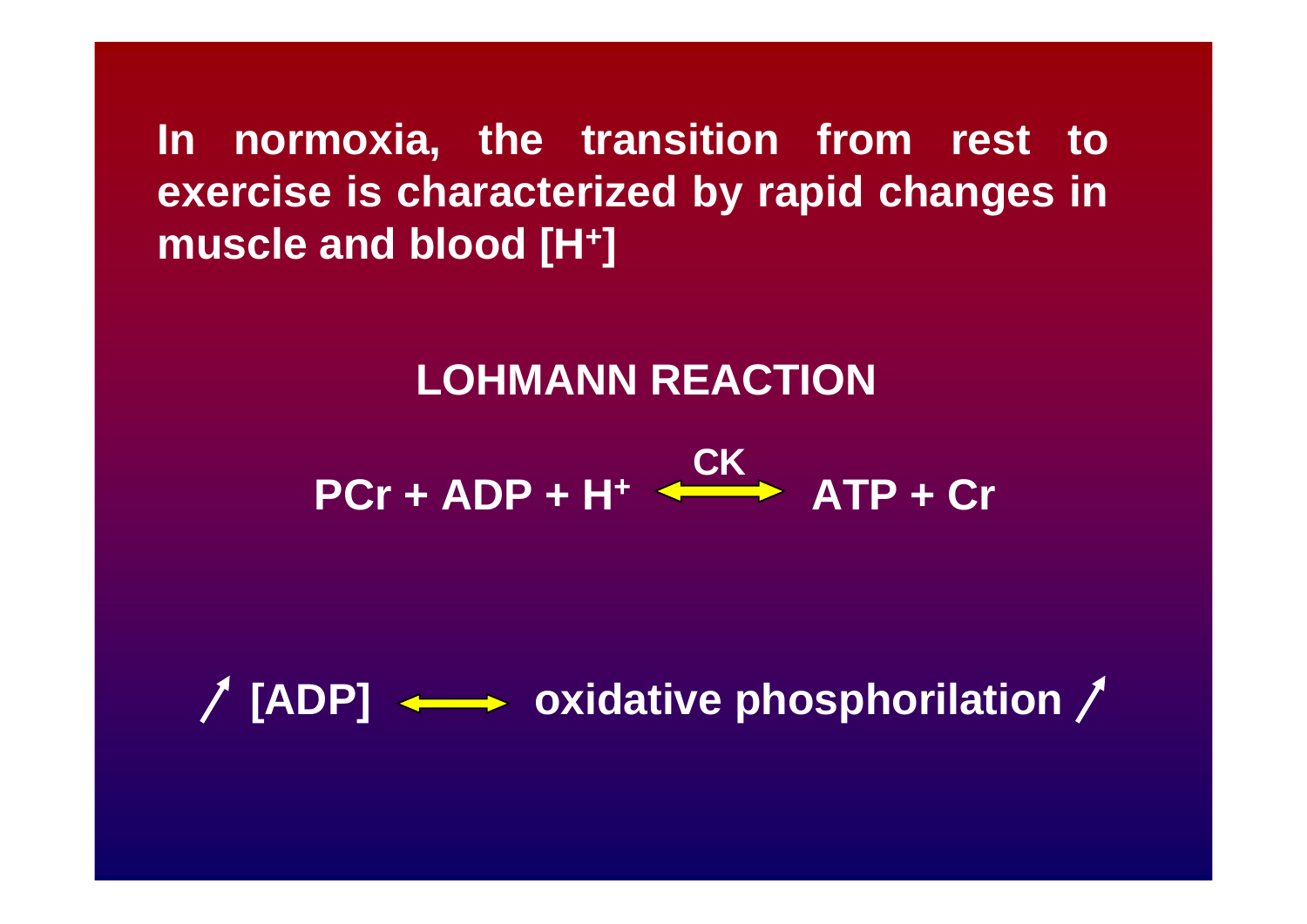**In normoxia, the transition from rest to exercise is characterized by rapid changes in muscle and blood [$H^+$]**

## LOHMANN REACTION

$$PCr + ADP + H^+ \xleftrightarrow{CK} ATP + Cr$$

↗ [ADP] ⟷ oxidative phosphorilation ↗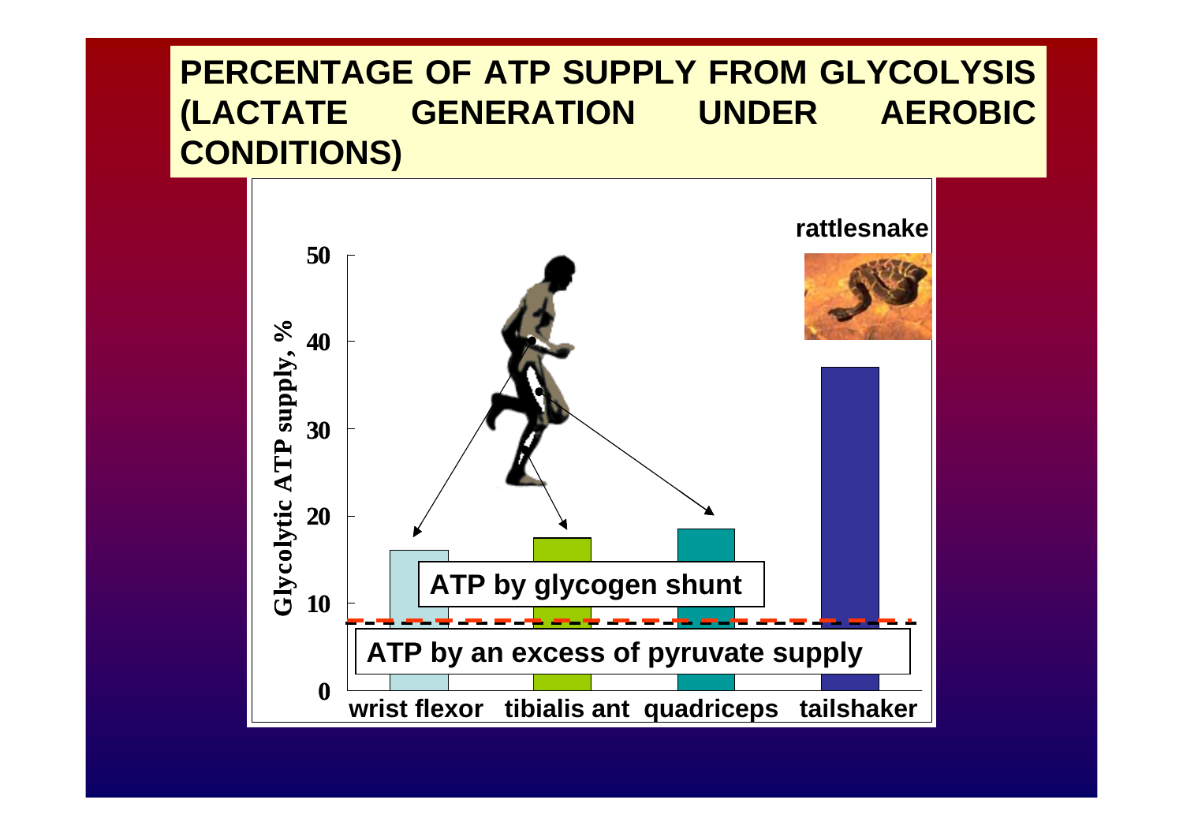# PERCENTAGE OF ATP SUPPLY FROM GLYCOLYSIS (LACTATE GENERATION UNDER AEROBIC CONDITIONS)

Glycolytic ATP supply, %

rattlesnake

ATP by glycogen shunt

ATP by an excess of pyruvate supply

wrist flexor | tibialis ant | quadriceps | tailshaker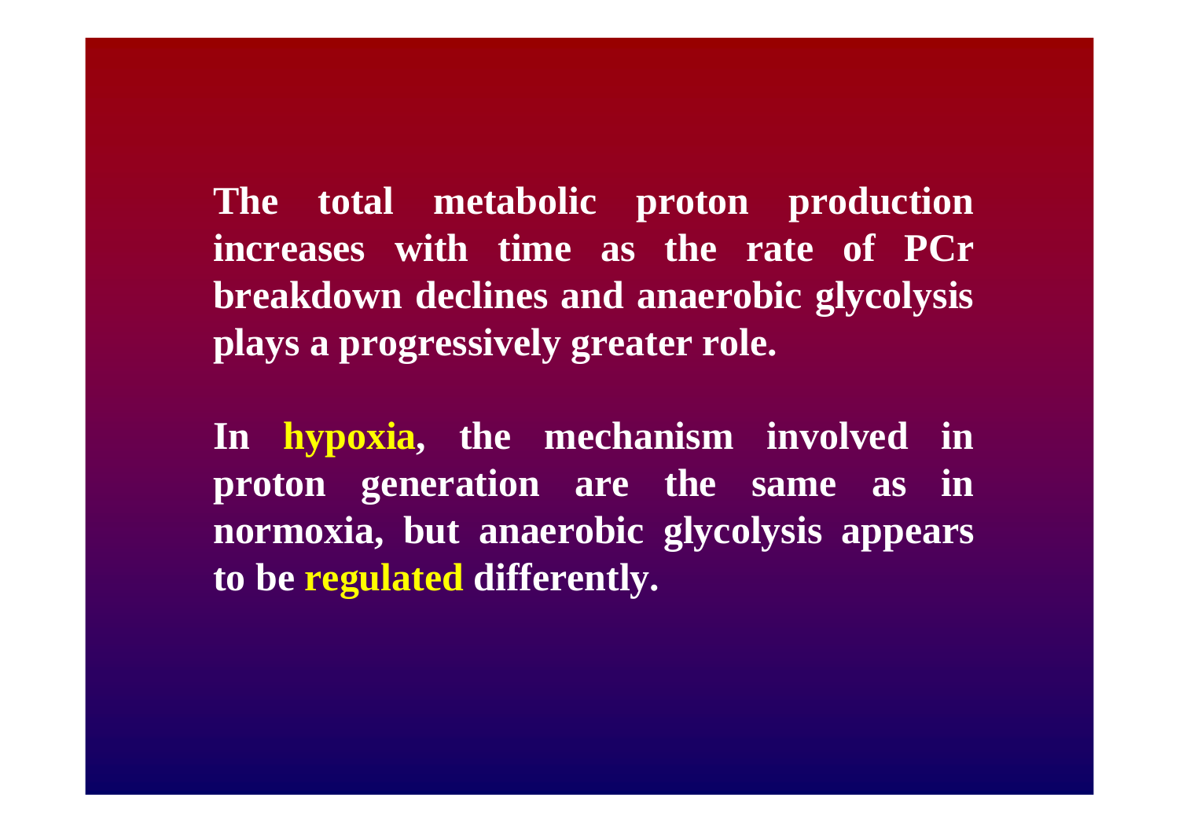**The total metabolic proton production increases with time as the rate of PCr breakdown declines and anaerobic glycolysis plays a progressively greater role.**

**In hypoxia, the mechanism involved in proton generation are the same as in normoxia, but anaerobic glycolysis appears to be regulated differently.**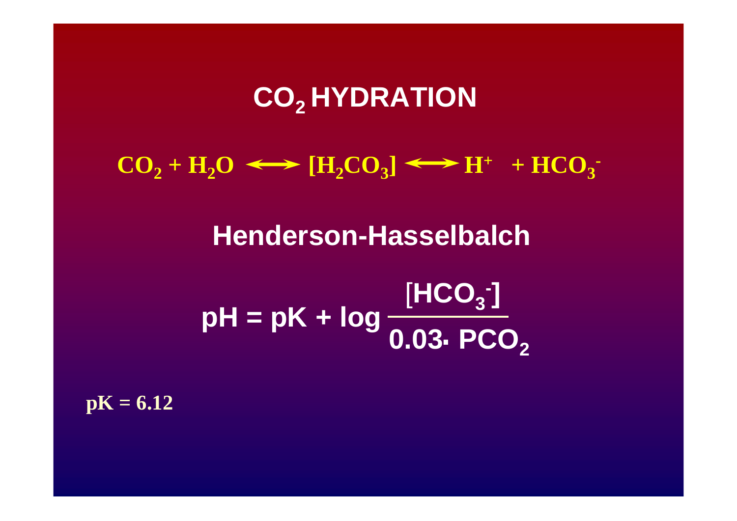# $CO_2$ HYDRATION

$$CO_2 + H_2O \longleftrightarrow [H_2CO_3] \longleftrightarrow H^+ + HCO_3^-$$

## Henderson-Hasselbalch

$$pH = pK + \log \frac{[HCO_3^-]}{0.03 \cdot PCO_2}$$

**pK = 6.12**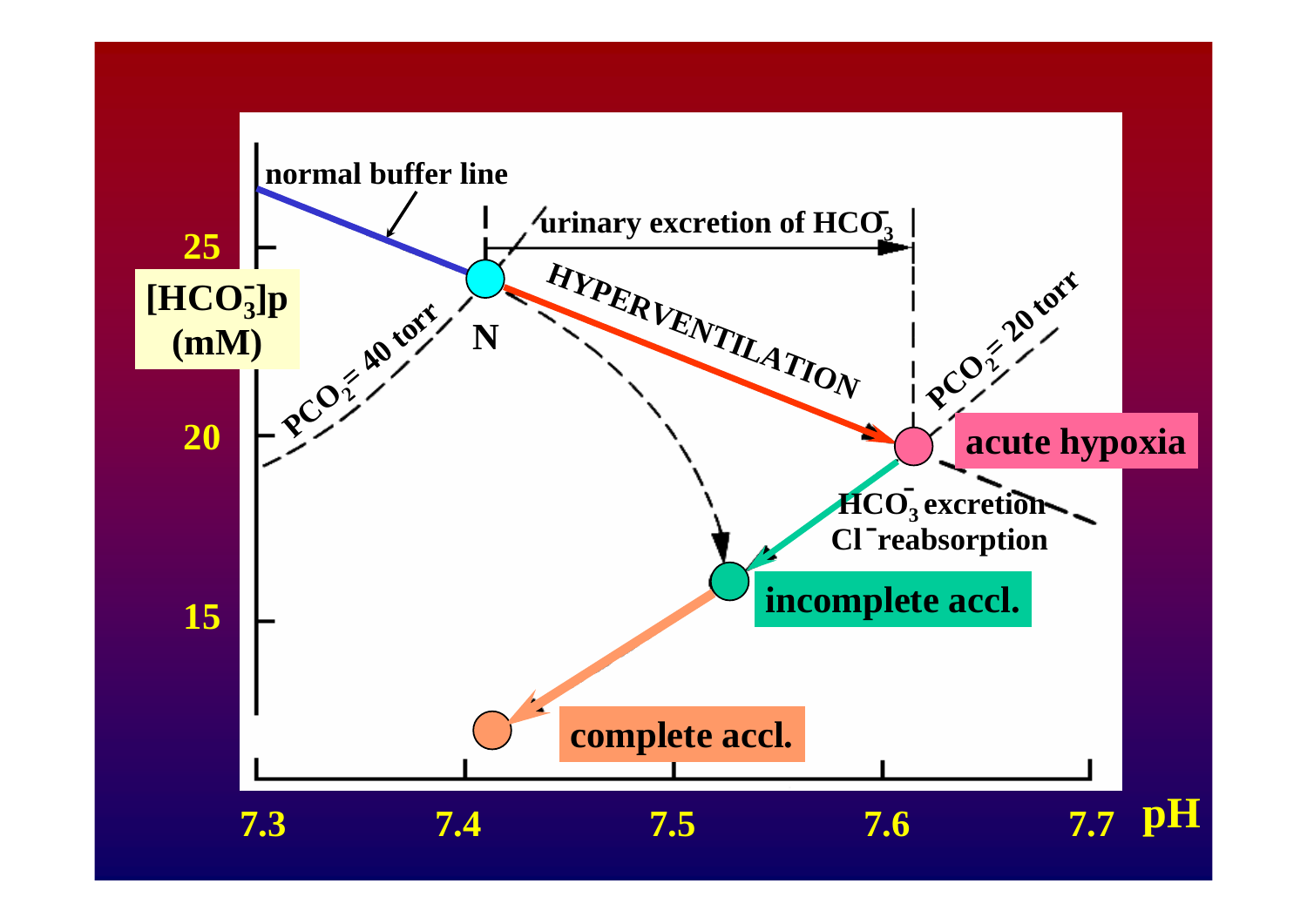normal buffer line

urinary excretion of $HCO_3^-$

$[HCO_3^-]_p$ (mM)

25

20

15

N

HYPERVENTILATION

$PCO_2 = 40$ torr

$PCO_2 = 20$ torr

acute hypoxia

$HCO_3^-$ excretion

$Cl^-$ reabsorption

incomplete accl.

complete accl.

7.3 7.4 7.5 7.6 7.7 pH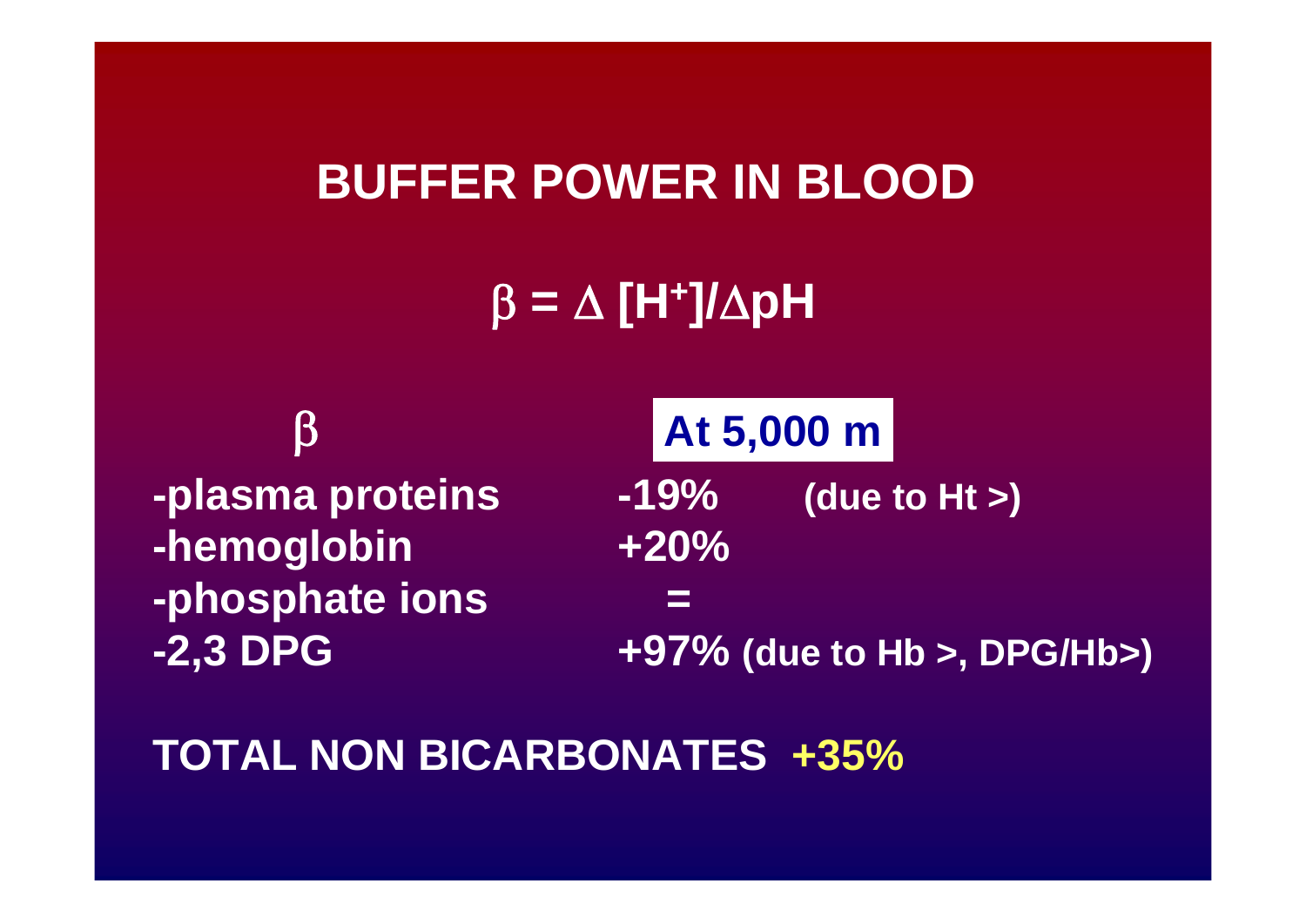# BUFFER POWER IN BLOOD

$$\beta = \Delta [H^+]/\Delta pH$$

| $\beta$ | At 5,000 m | |
|---|---|---|
| -plasma proteins | -19% | (due to Ht >) |
| -hemoglobin | +20% | |
| -phosphate ions | = | |
| -2,3 DPG | +97% | (due to Hb >, DPG/Hb>) |

**TOTAL NON BICARBONATES +35%**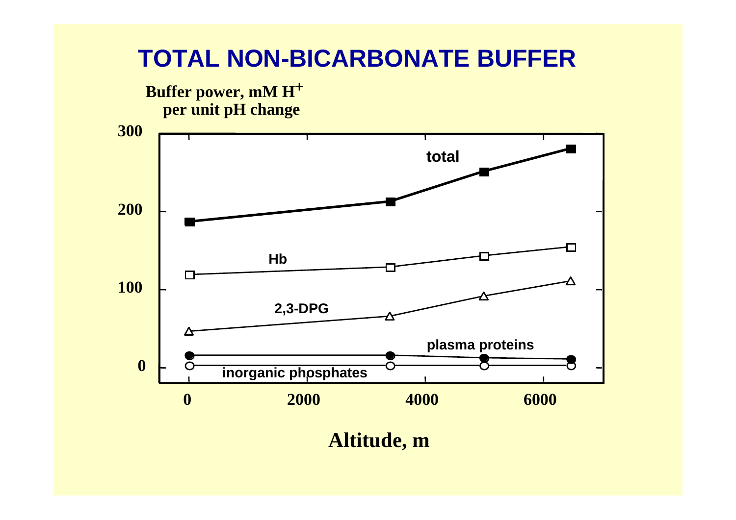# TOTAL NON-BICARBONATE BUFFER

Buffer power, mM $H^+$ per unit pH change

| Series | 0 m | ~3450 m | 5000 m | 6500 m |
|---|---|---|---|---|
| total | ~187 | ~213 | ~250 | ~280 |
| Hb | ~119 | ~128 | ~143 | ~154 |
| 2,3-DPG | ~46 | ~65 | ~91 | ~111 |
| plasma proteins | ~16 | ~16 | ~12 | ~10 |
| inorganic phosphates | ~2 | ~2 | ~2 | ~2 |

Altitude, m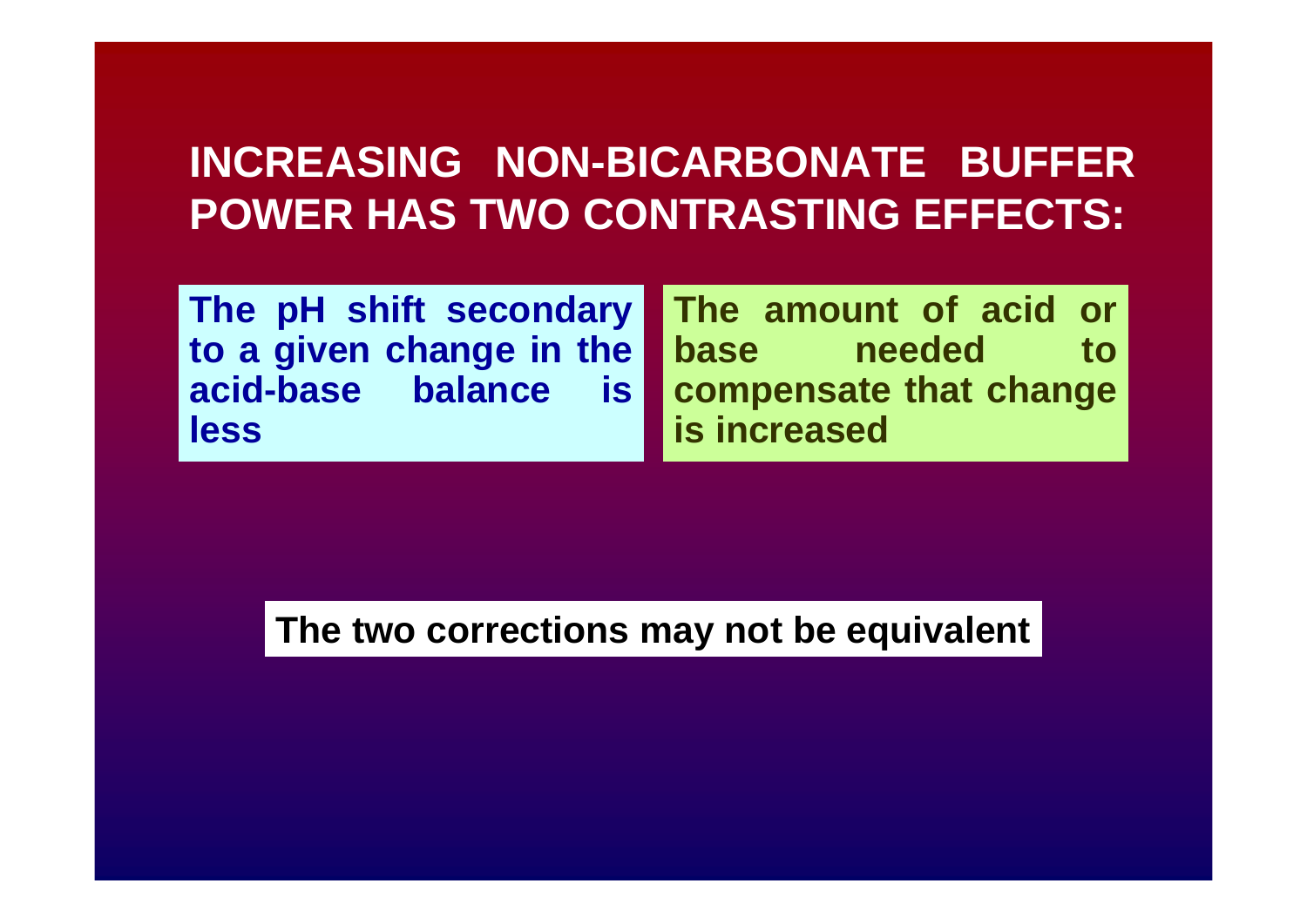# INCREASING NON-BICARBONATE BUFFER POWER HAS TWO CONTRASTING EFFECTS:

The pH shift secondary to a given change in the acid-base balance is less

The amount of acid or base needed to compensate that change is increased

The two corrections may not be equivalent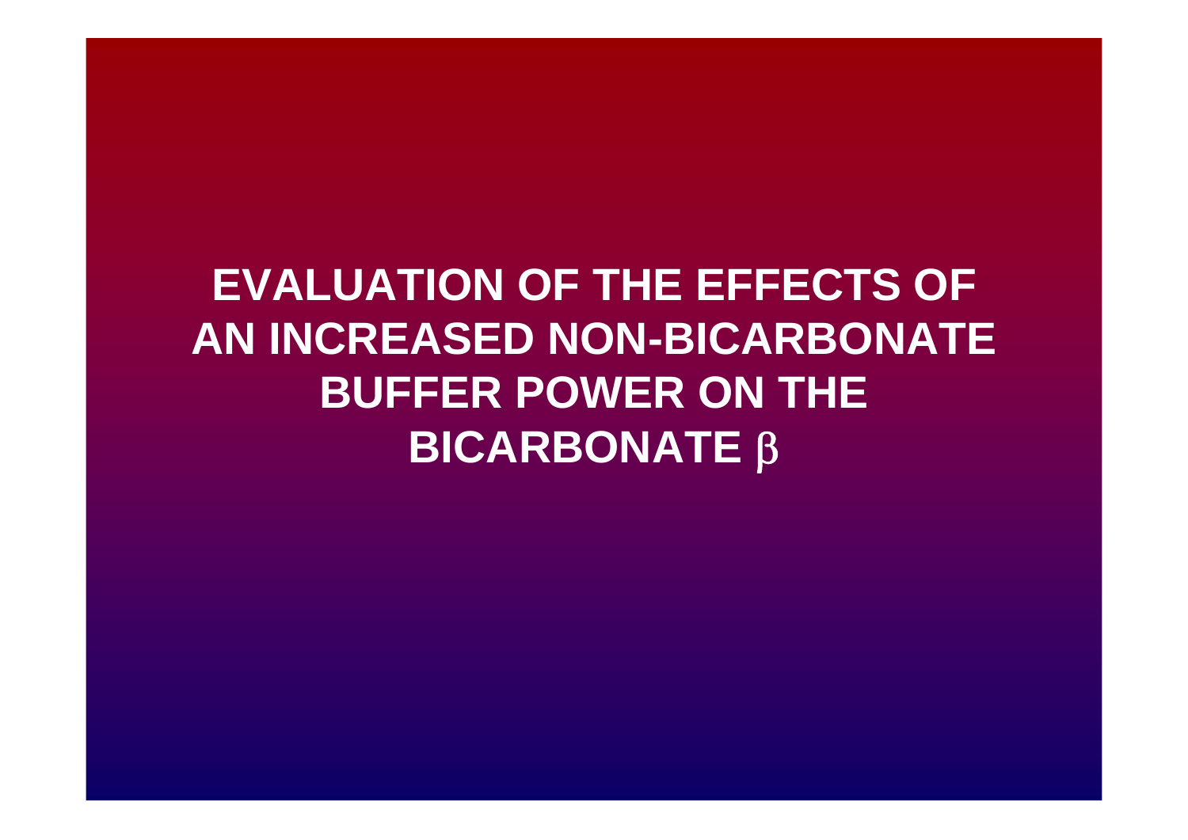# EVALUATION OF THE EFFECTS OF AN INCREASED NON-BICARBONATE BUFFER POWER ON THE BICARBONATE $\beta$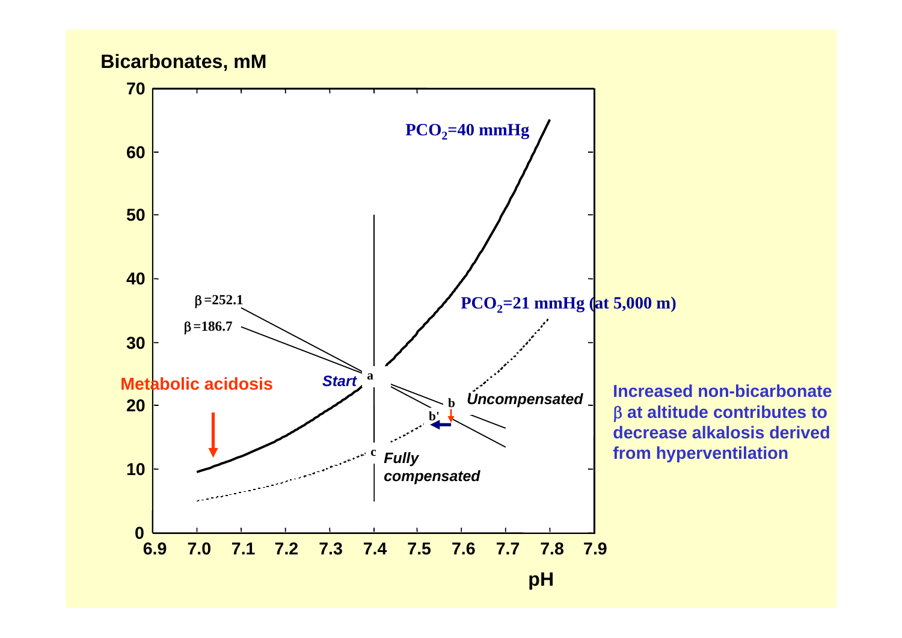Bicarbonates, mM

pH

$PCO_2$=40 mmHg

$PCO_2$=21 mmHg (at 5,000 m)

$\beta$=252.1

$\beta$=186.7

Metabolic acidosis

Start

a

b

b'

c

Uncompensated

Fully compensated

Increased non-bicarbonate $\beta$ at altitude contributes to decrease alkalosis derived from hyperventilation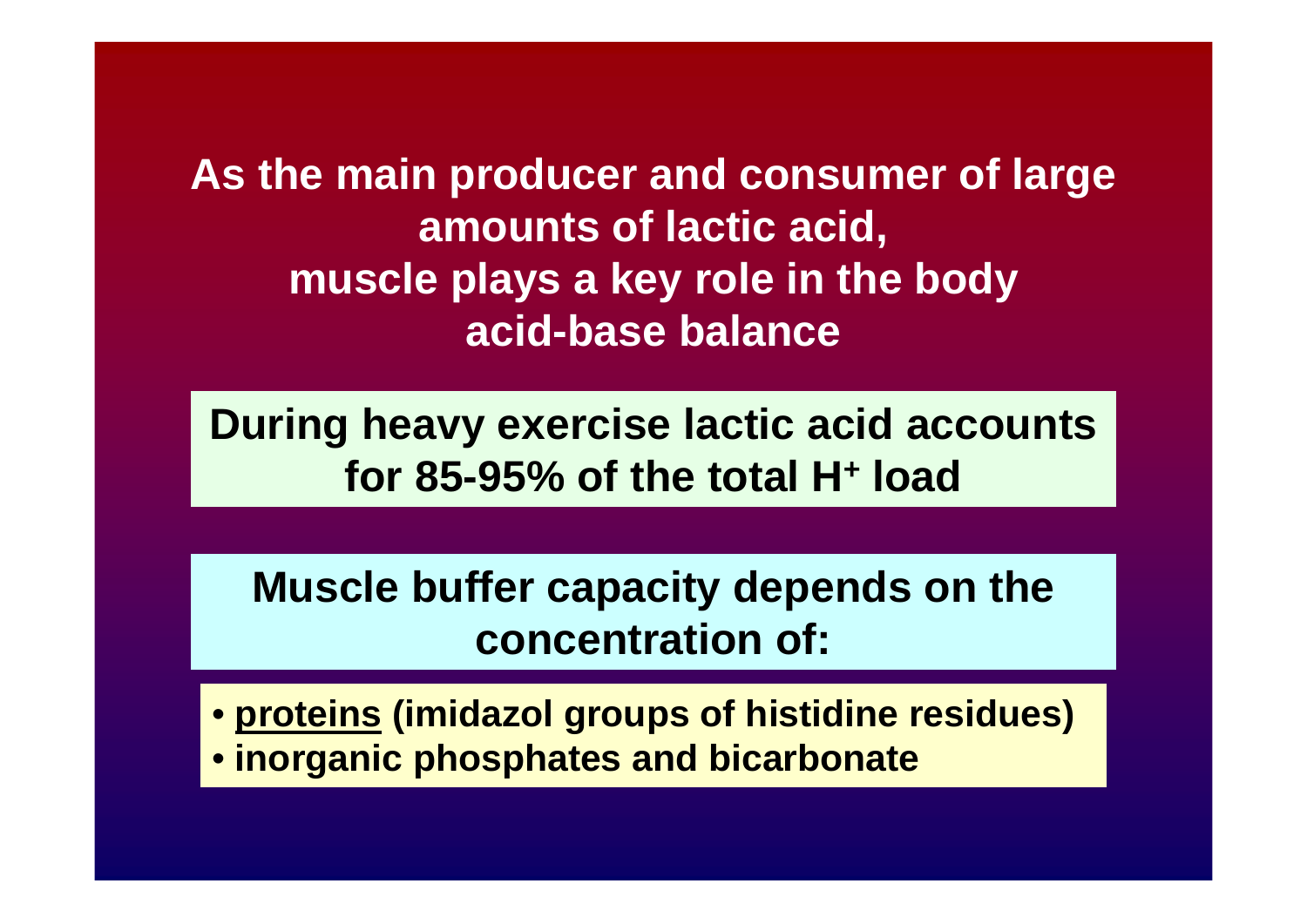**As the main producer and consumer of large amounts of lactic acid, muscle plays a key role in the body acid-base balance**

**During heavy exercise lactic acid accounts for 85-95% of the total $H^+$ load**

**Muscle buffer capacity depends on the concentration of:**

- **proteins (imidazol groups of histidine residues)**
- **inorganic phosphates and bicarbonate**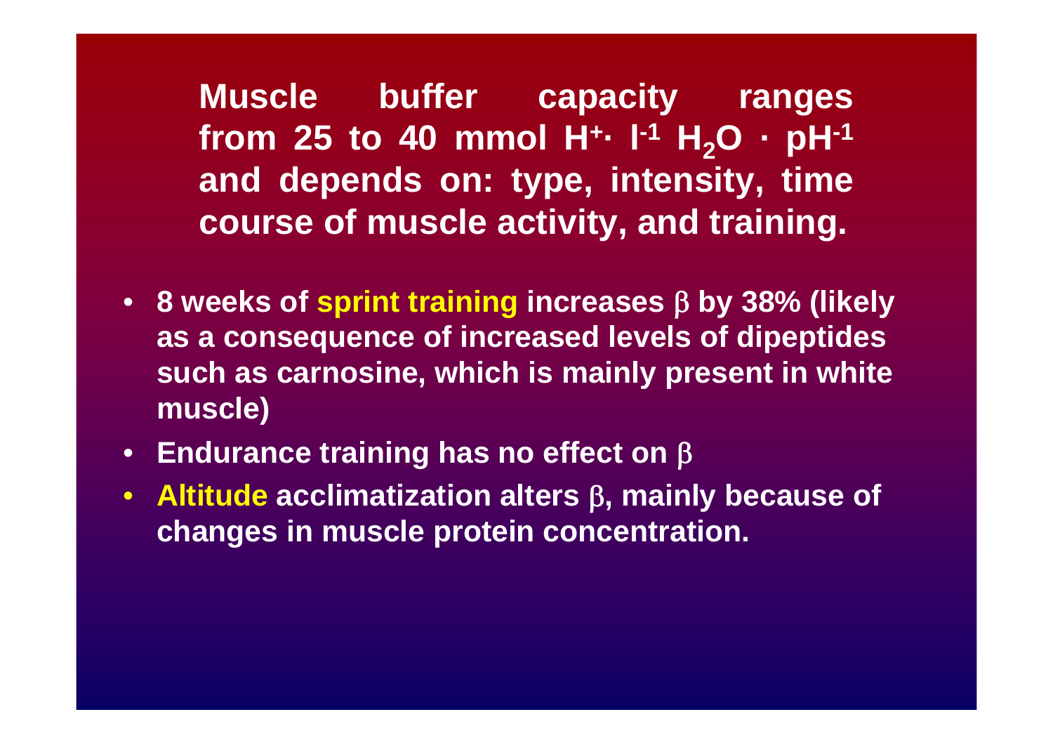**Muscle buffer capacity ranges from 25 to 40 mmol $H^{+} \cdot l^{-1}$ $H_2O \cdot pH^{-1}$ and depends on: type, intensity, time course of muscle activity, and training.**

- **8 weeks of sprint training increases $\beta$ by 38% (likely as a consequence of increased levels of dipeptides such as carnosine, which is mainly present in white muscle)**
- **Endurance training has no effect on $\beta$**
- **Altitude acclimatization alters $\beta$, mainly because of changes in muscle protein concentration.**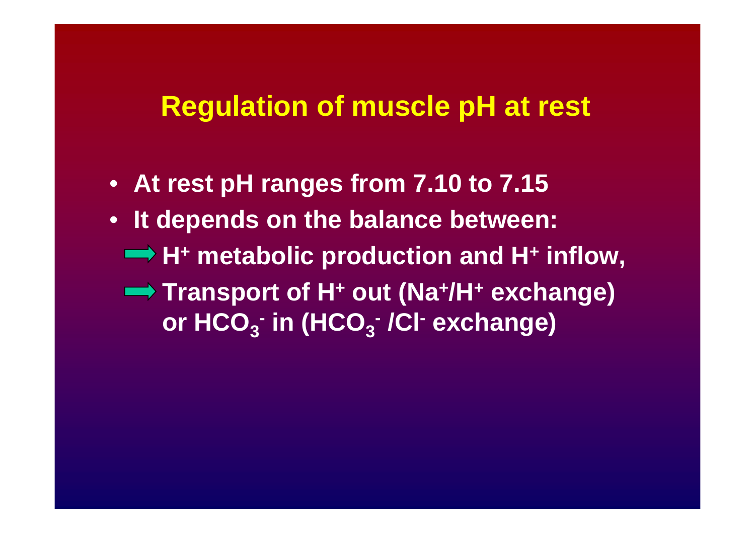# Regulation of muscle pH at rest

- At rest pH ranges from 7.10 to 7.15
- It depends on the balance between:
  - ➡ $H^+$ metabolic production and $H^+$ inflow,
  - ➡ Transport of $H^+$ out ($Na^+/H^+$ exchange) or $HCO_3^-$ in ($HCO_3^-/Cl^-$ exchange)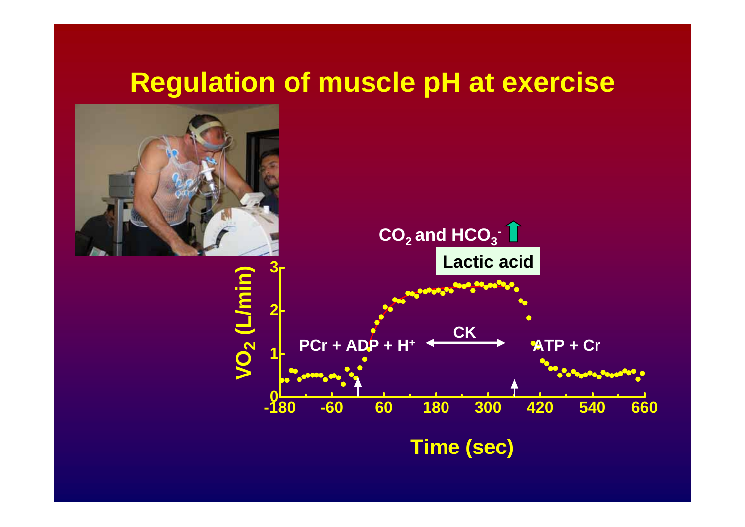# Regulation of muscle pH at exercise

$CO_2$ and $HCO_3^-$ ↑

Lactic acid

$PCr + ADP + H^+ \xleftrightarrow{CK} ATP + Cr$

$VO_2$ (L/min)

Time (sec)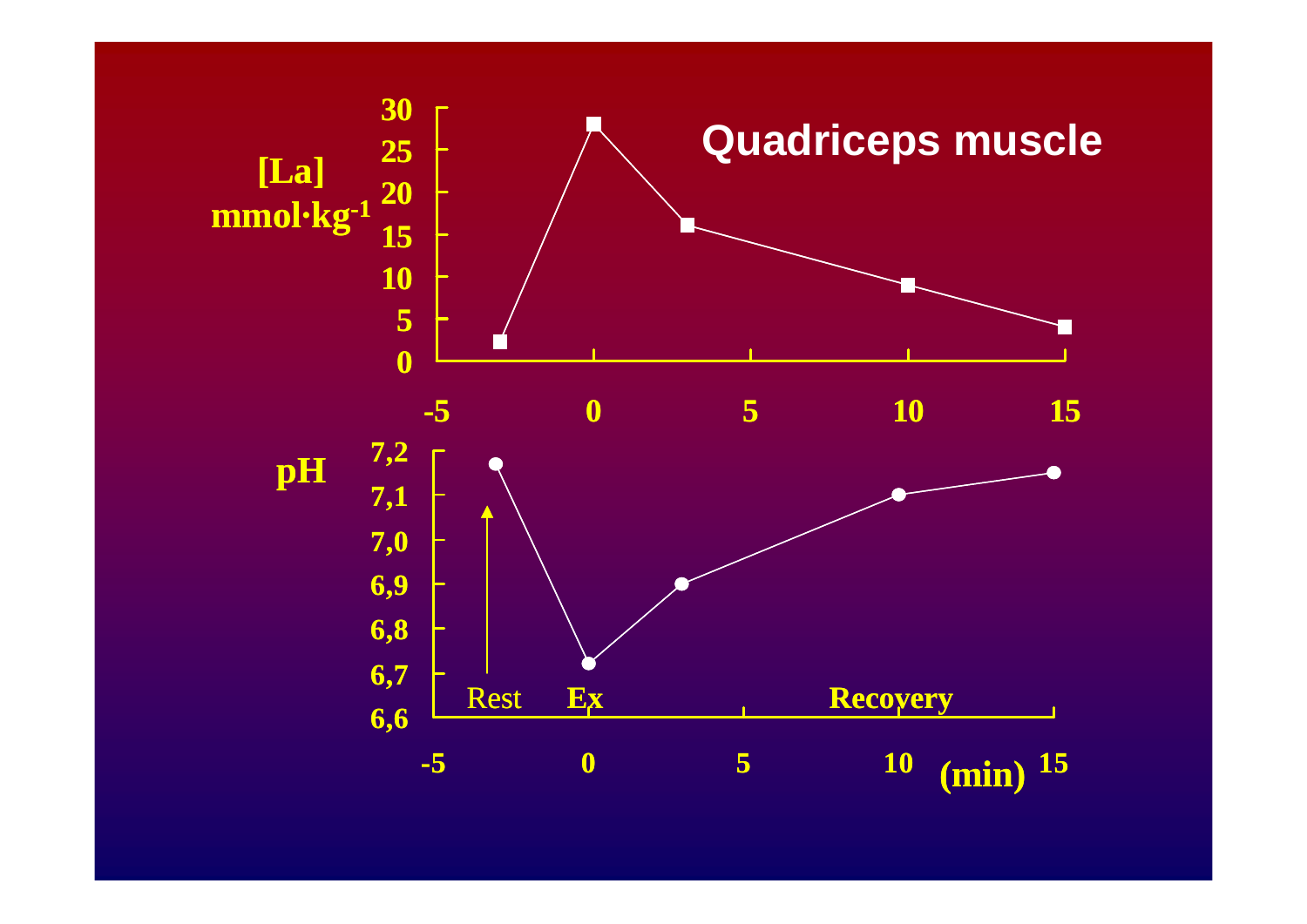# Quadriceps muscle

| Time (min) | [La] $mmol \cdot kg^{-1}$ | pH |
|---|---|---|
| -3 (Rest) | ~2 | ~7,17 |
| 0 (Ex) | ~28 | ~6,72 |
| 3 (Recovery) | ~16 | ~6,90 |
| 10 (Recovery) | ~9 | ~7,10 |
| 15 (Recovery) | ~4 | ~7,15 |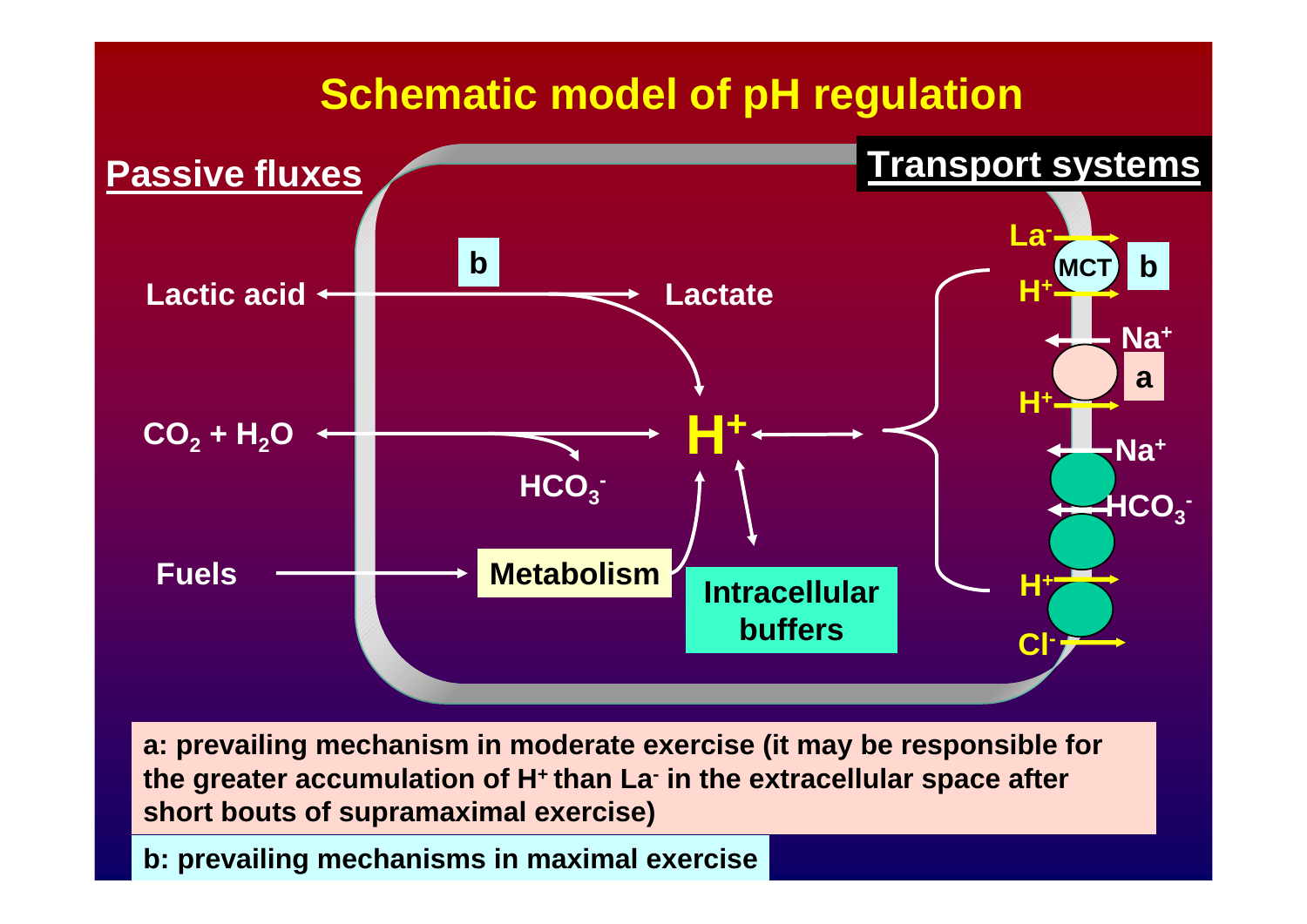# Schematic model of pH regulation

**Passive fluxes**

**Transport systems**

Lactic acid ↔ Lactate (b)

$CO_2 + H_2O$ ↔ $H^+$ + $HCO_3^-$

Fuels → Metabolism → $H^+$

$H^+$ ↔ Intracellular buffers

Transport systems:

- MCT (b): $La^-$ → out, $H^+$ → out
- (a): $Na^+$ ← in, $H^+$ → out
- $Na^+$ ← in, $HCO_3^-$ ← in, $H^+$ → out, $Cl^-$ → out

a: prevailing mechanism in moderate exercise (it may be responsible for the greater accumulation of $H^+$ than $La^-$ in the extracellular space after short bouts of supramaximal exercise)

b: prevailing mechanisms in maximal exercise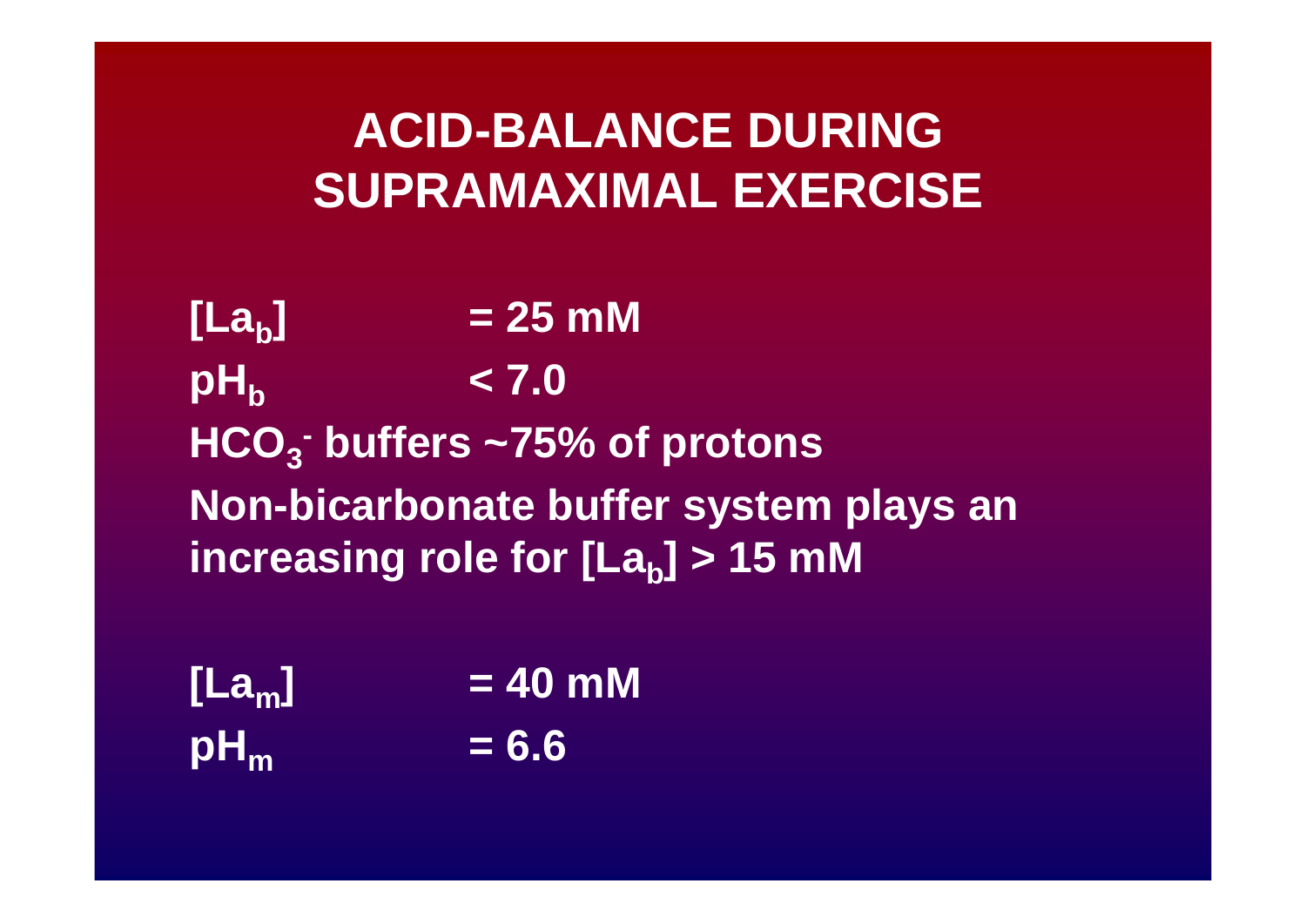# ACID-BALANCE DURING SUPRAMAXIMAL EXERCISE

$[La_b]$ = 25 mM

$pH_b$ < 7.0

$HCO_3^-$ buffers ~75% of protons

Non-bicarbonate buffer system plays an increasing role for $[La_b]$ > 15 mM

$[La_m]$ = 40 mM

$pH_m$ = 6.6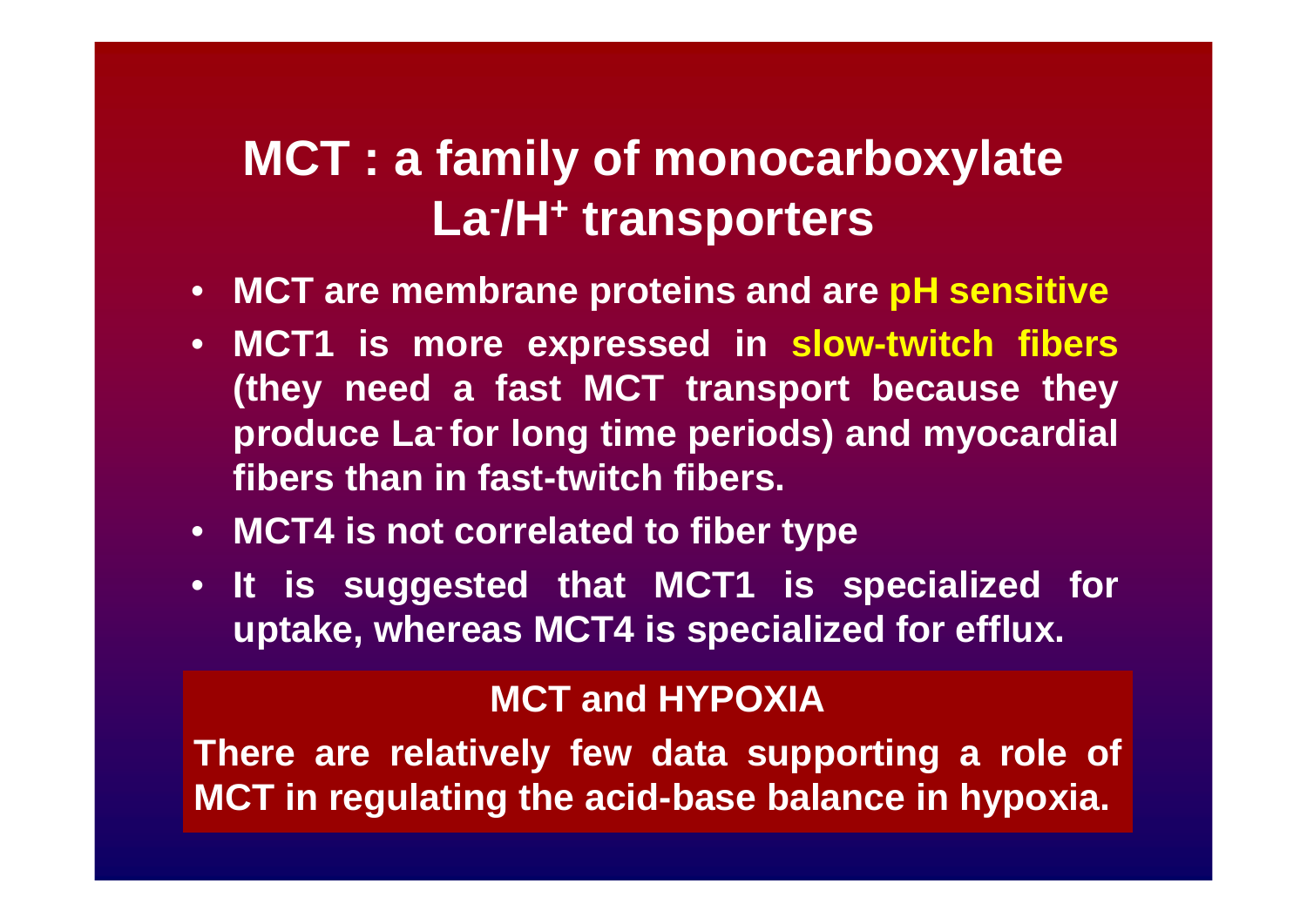# MCT : a family of monocarboxylate $La^-/H^+$ transporters

- MCT are membrane proteins and are **pH sensitive**
- MCT1 is more expressed in **slow-twitch fibers** (they need a fast MCT transport because they produce $La^-$ for long time periods) and myocardial fibers than in fast-twitch fibers.
- MCT4 is not correlated to fiber type
- It is suggested that MCT1 is specialized for uptake, whereas MCT4 is specialized for efflux.

## MCT and HYPOXIA

There are relatively few data supporting a role of MCT in regulating the acid-base balance in hypoxia.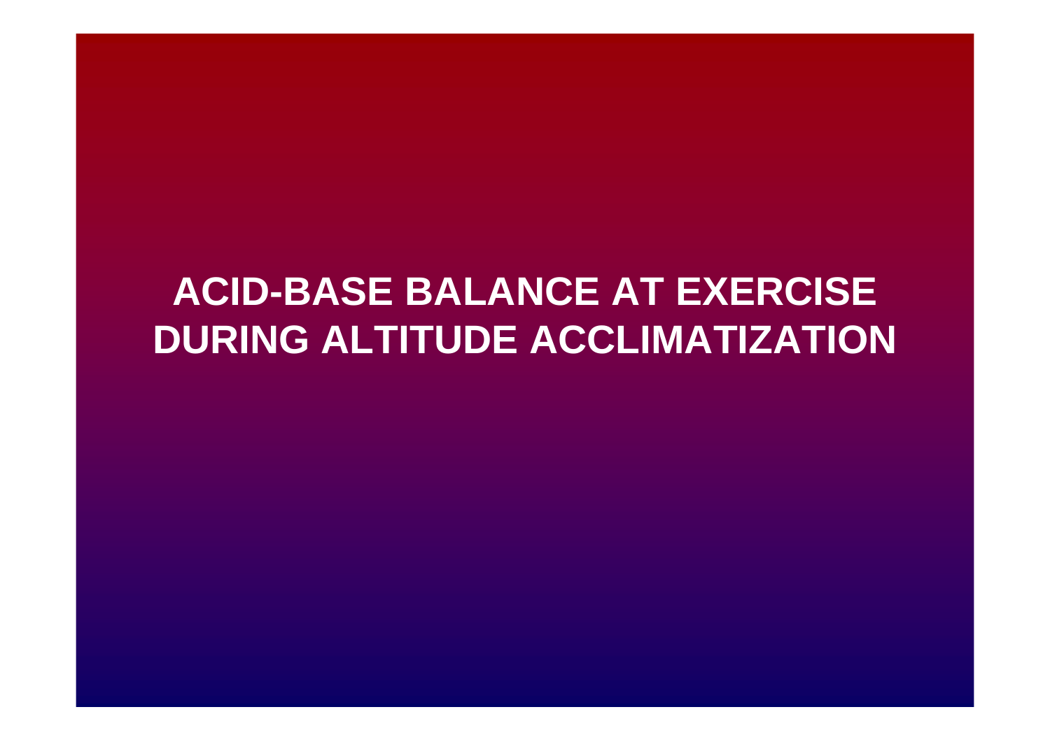# ACID-BASE BALANCE AT EXERCISE DURING ALTITUDE ACCLIMATIZATION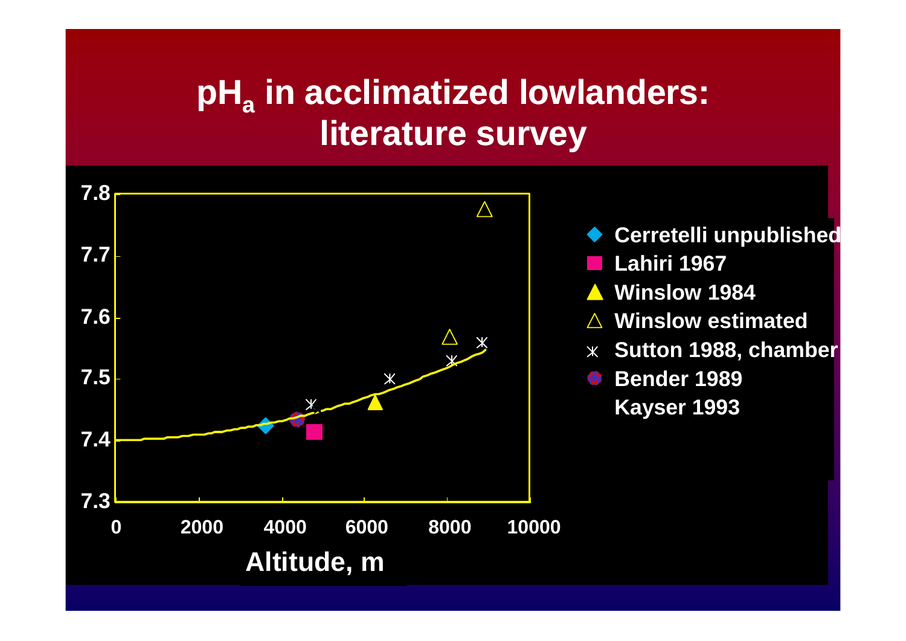# $pH_a$ in acclimatized lowlanders: literature survey

- ◆ Cerretelli unpublished
- ■ Lahiri 1967
- ▲ Winslow 1984
- △ Winslow estimated
- ⚹ Sutton 1988, chamber
- ● Bender 1989
- Kayser 1993

Altitude, m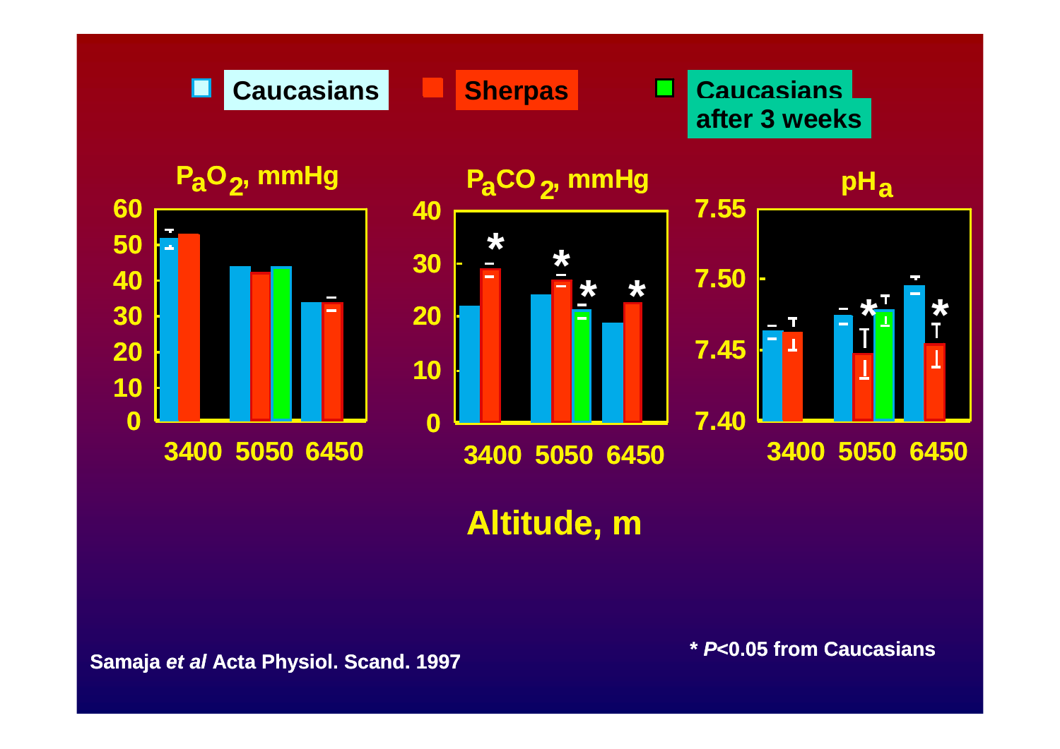Caucasians | Sherpas | Caucasians after 3 weeks

$P_aO_2$, mmHg

$P_aCO_2$, mmHg

$pH_a$

60 50 40 30 20 10 0

40 30 20 10 0

7.55 7.50 7.45 7.40

3400 5050 6450

3400 5050 6450

3400 5050 6450

**Altitude, m**

**Samaja *et al* Acta Physiol. Scand. 1997**

**\* *P*<0.05 from Caucasians**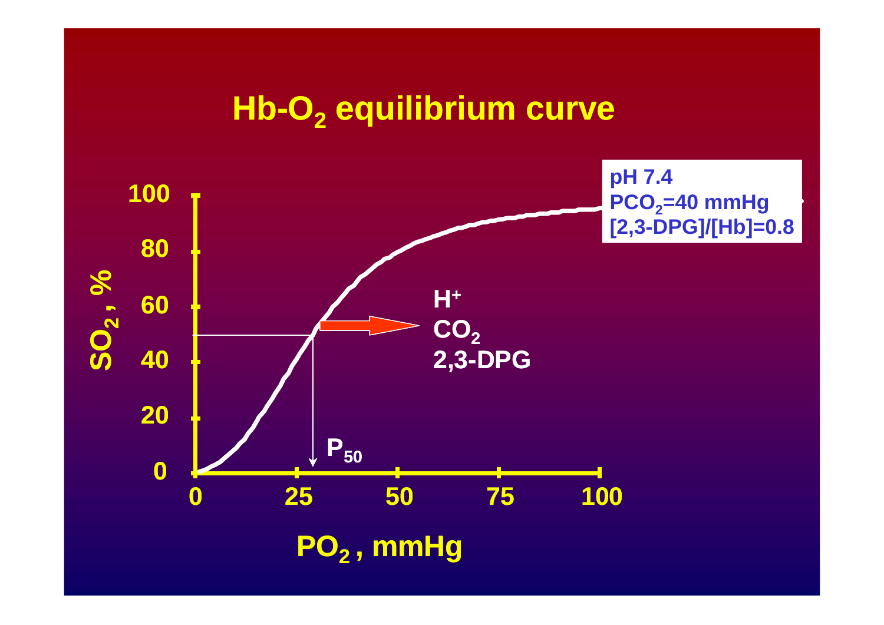# Hb-$O_2$ equilibrium curve

pH 7.4
$PCO_2$=40 mmHg
[2,3-DPG]/[Hb]=0.8

$SO_2$, %

$PO_2$, mmHg

$P_{50}$

$H^+$
$CO_2$
2,3-DPG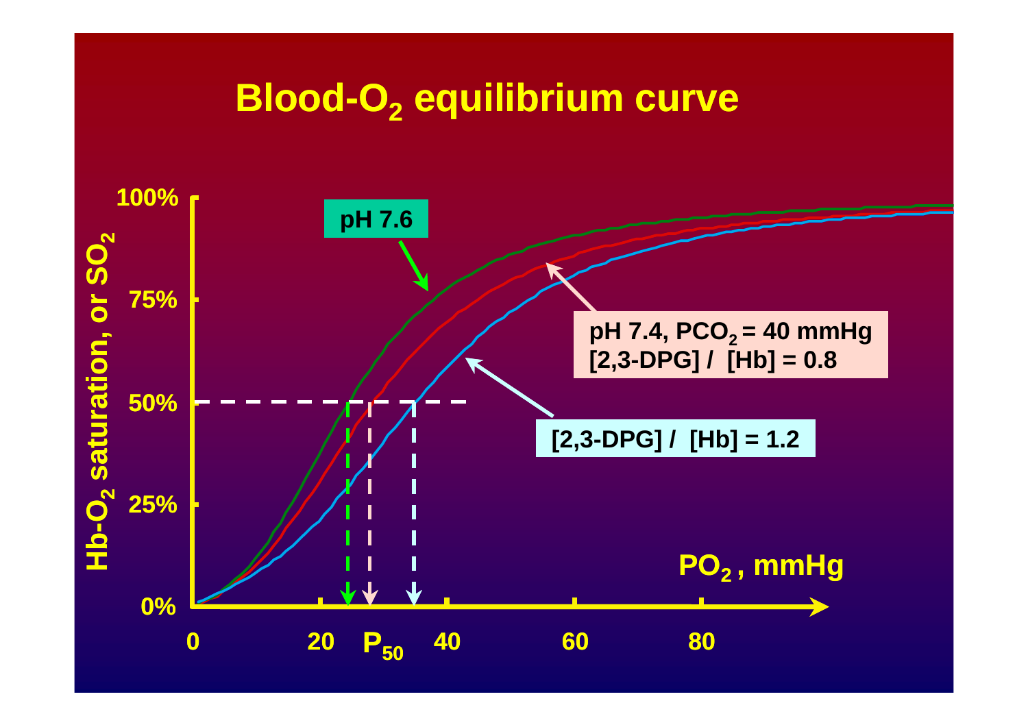# Blood-$O_2$ equilibrium curve

Hb-$O_2$ saturation, or $SO_2$

100%

75%

50%

25%

0%

pH 7.6

pH 7.4, $PCO_2$ = 40 mmHg
[2,3-DPG] / [Hb] = 0.8

[2,3-DPG] / [Hb] = 1.2

$PO_2$ , mmHg

0 20 $P_{50}$ 40 60 80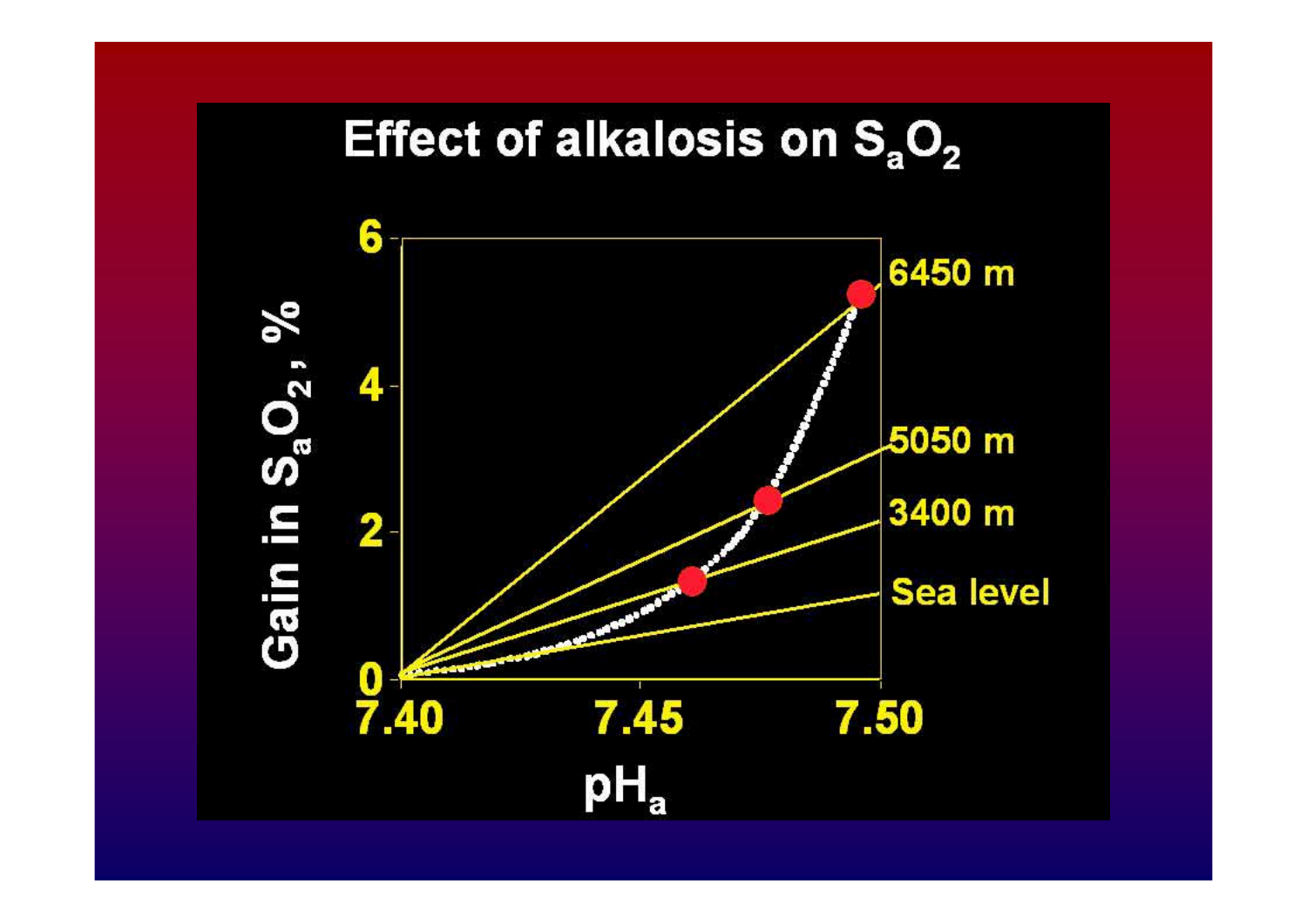# Effect of alkalosis on $S_aO_2$

Gain in $S_aO_2$, %

6450 m

5050 m

3400 m

Sea level

$pH_a$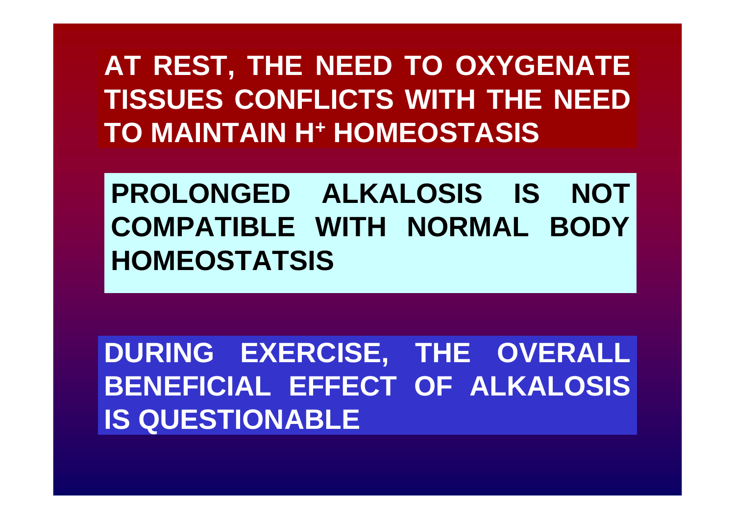**AT REST, THE NEED TO OXYGENATE TISSUES CONFLICTS WITH THE NEED TO MAINTAIN $H^+$ HOMEOSTASIS**

**PROLONGED ALKALOSIS IS NOT COMPATIBLE WITH NORMAL BODY HOMEOSTATSIS**

**DURING EXERCISE, THE OVERALL BENEFICIAL EFFECT OF ALKALOSIS IS QUESTIONABLE**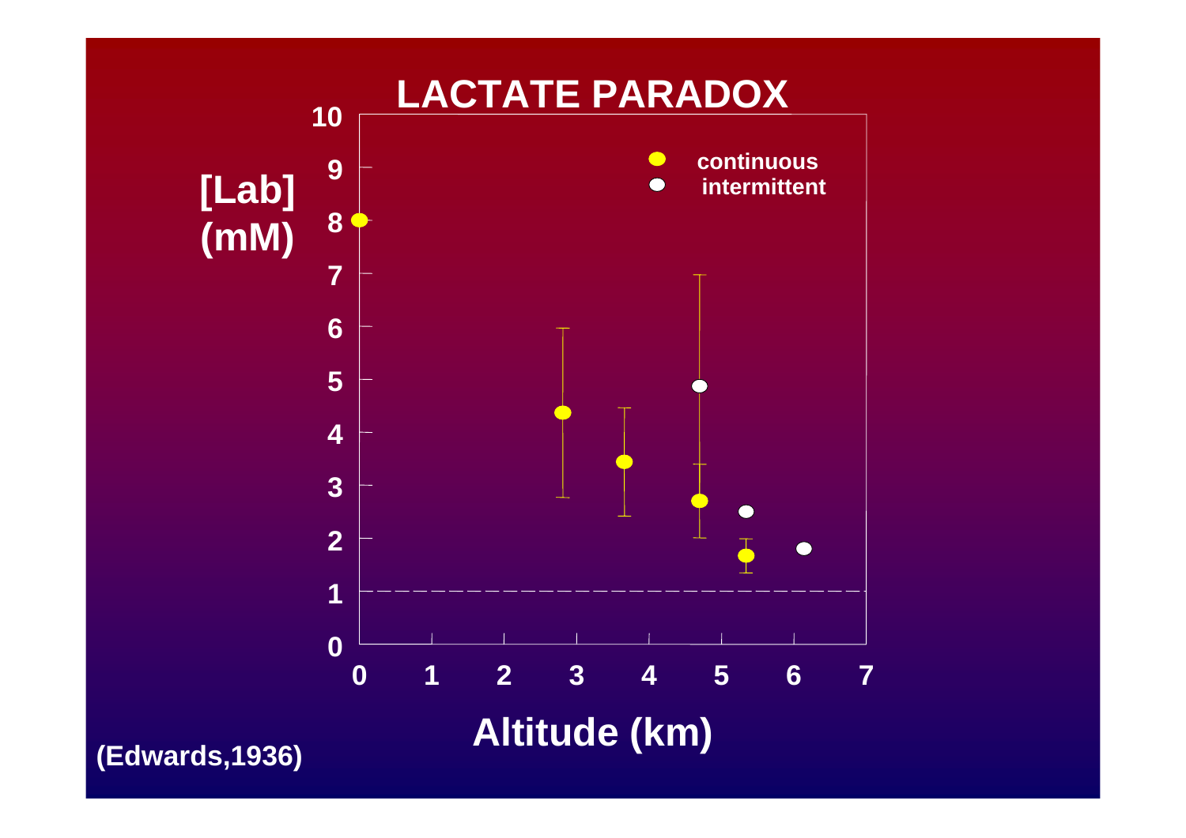# LACTATE PARADOX

[Lab] (mM)

Altitude (km)

- continuous
- intermittent

(Edwards,1936)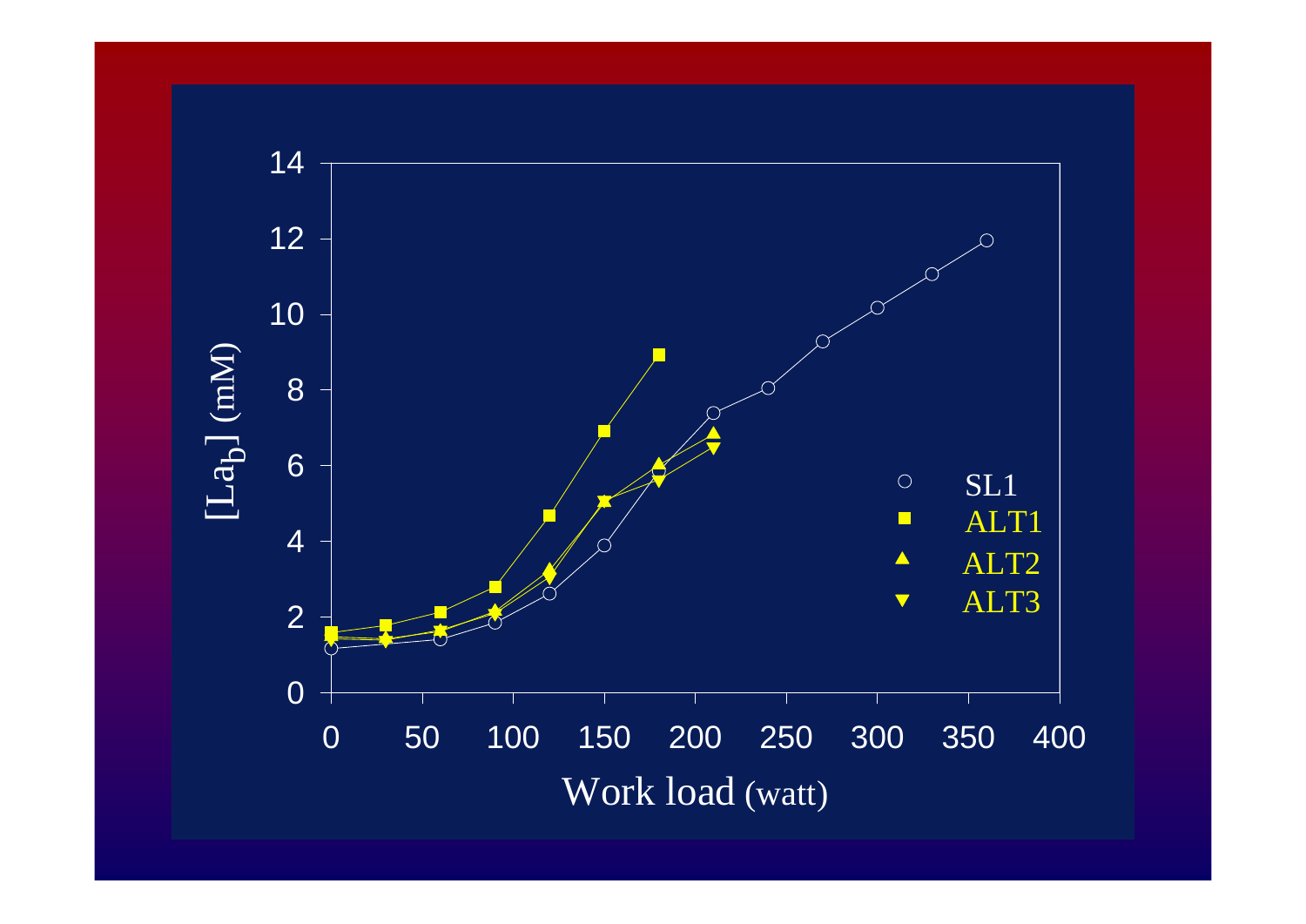$[La_b]$ (mM)

Work load (watt)

- SL1
- ALT1
- ALT2
- ALT3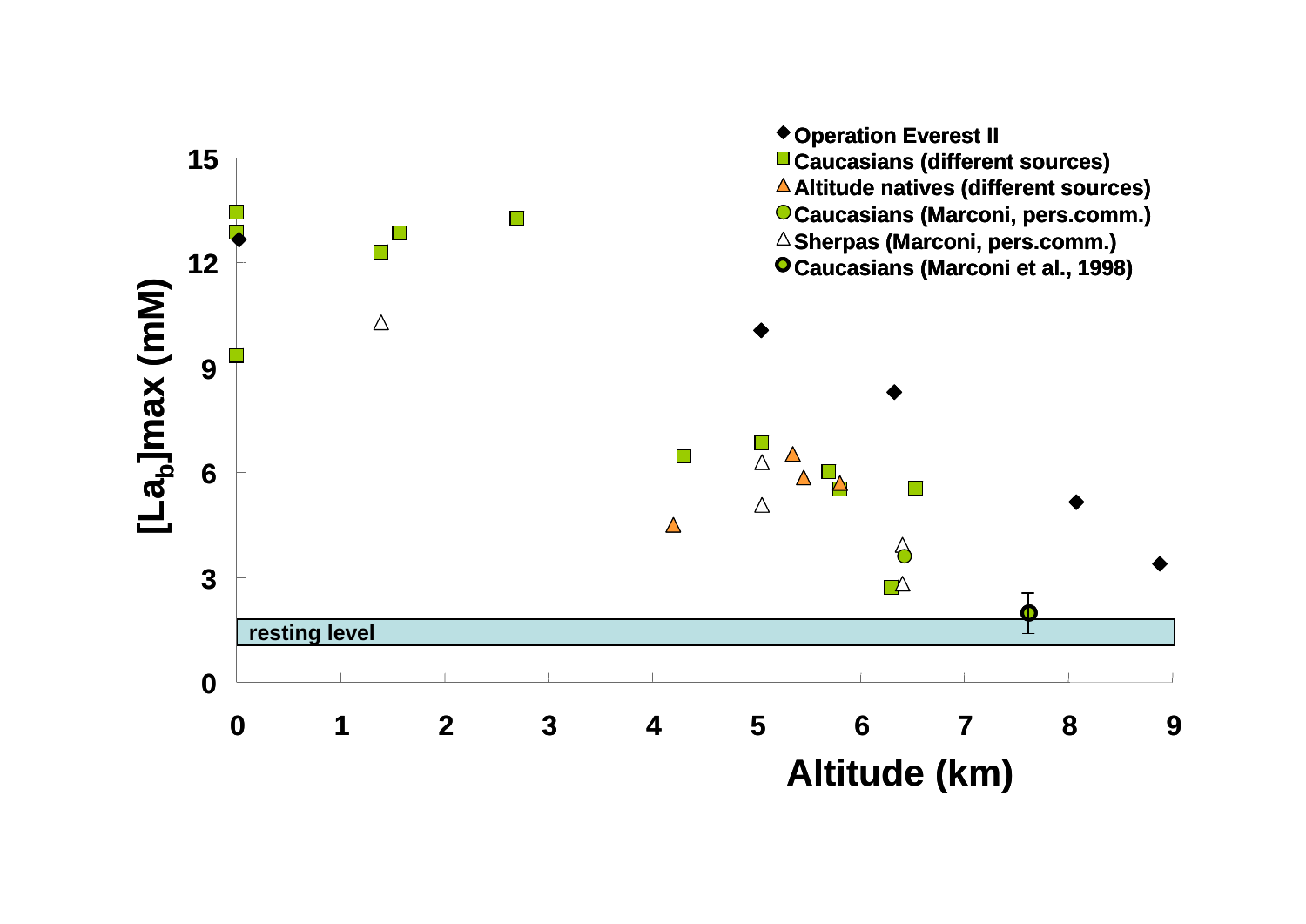- ◆ Operation Everest II
- ■ Caucasians (different sources)
- ▲ Altitude natives (different sources)
- ● Caucasians (Marconi, pers.comm.)
- △ Sherpas (Marconi, pers.comm.)
- ○ Caucasians (Marconi et al., 1998)

$[La_b]max$ (mM)

15

12

9

6

3

resting level

0

0 1 2 3 4 5 6 7 8 9

Altitude (km)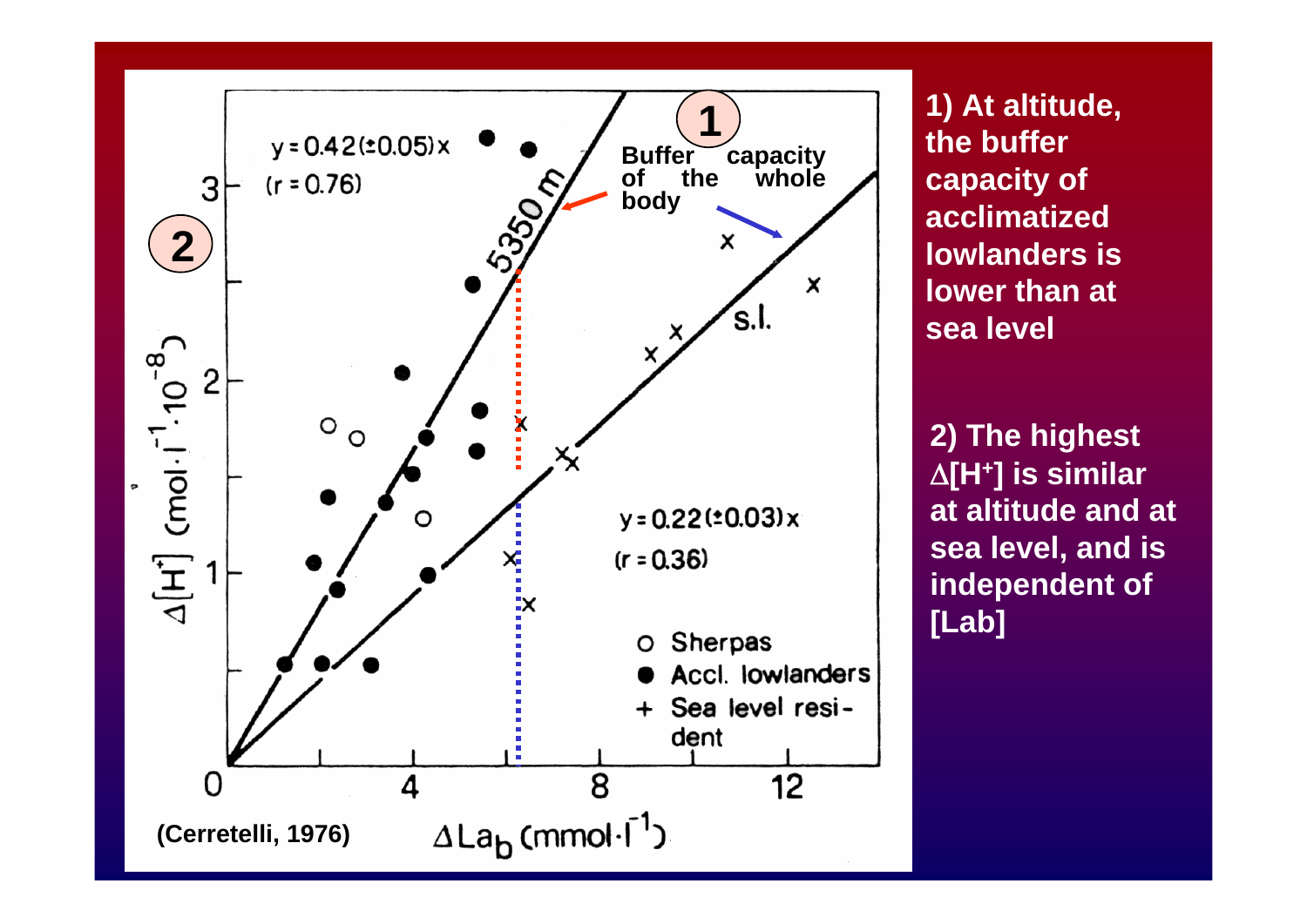y = 0.42(±0.05)x
(r = 0.76)

1

Buffer capacity of the whole body

5350 m

2

s.l.

y = 0.22(±0.03)x
(r = 0.36)

○ Sherpas
● Accl. lowlanders
+ Sea level resident

$\Delta[H^+]$ $(mol \cdot l^{-1} \cdot 10^{-8})$

$\Delta La_b$ $(mmol \cdot l^{-1})$

(Cerretelli, 1976)

**1) At altitude, the buffer capacity of acclimatized lowlanders is lower than at sea level**

**2) The highest $\Delta[H^+]$ is similar at altitude and at sea level, and is independent of [Lab]**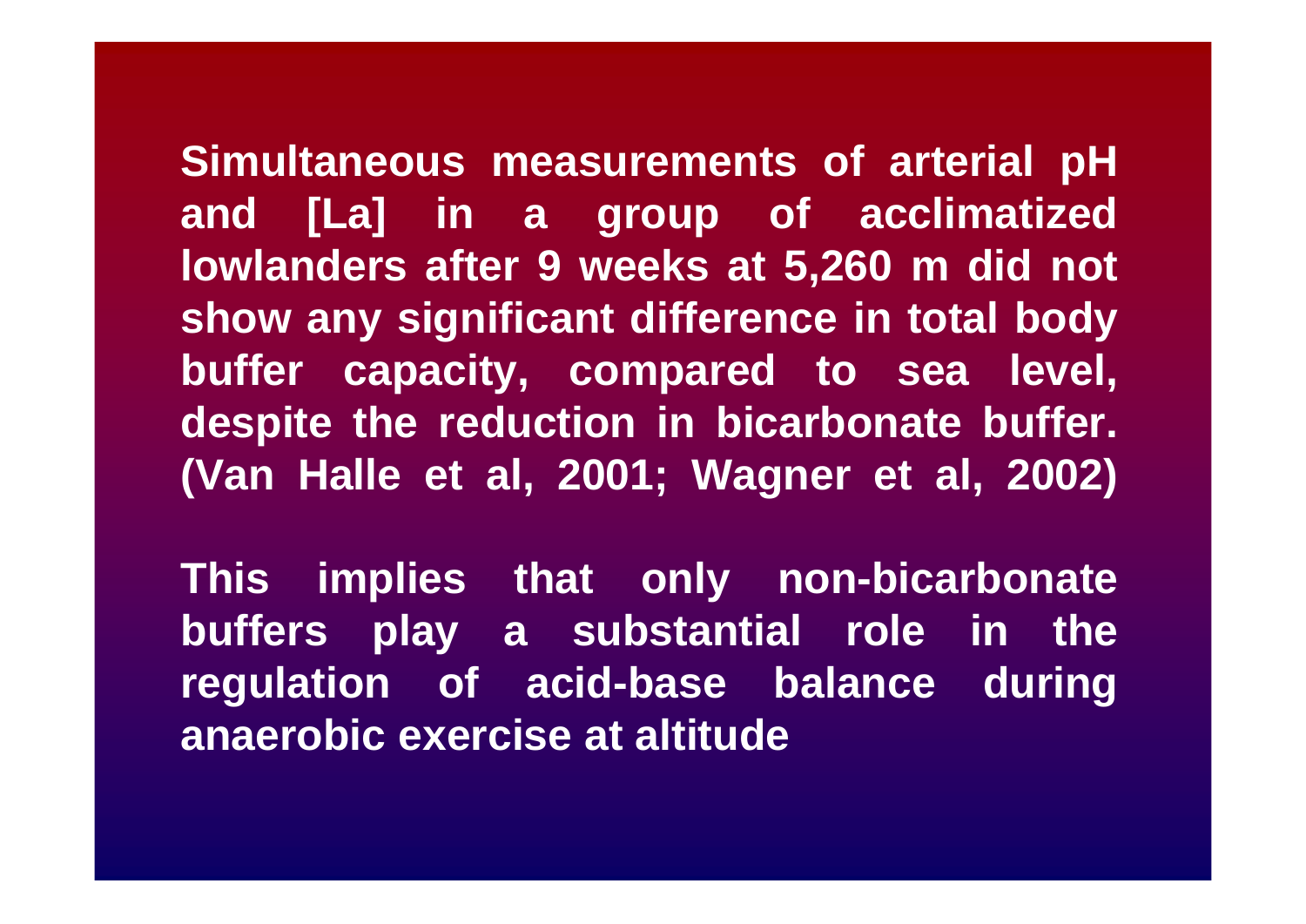**Simultaneous measurements of arterial pH and [La] in a group of acclimatized lowlanders after 9 weeks at 5,260 m did not show any significant difference in total body buffer capacity, compared to sea level, despite the reduction in bicarbonate buffer. (Van Halle et al, 2001; Wagner et al, 2002)**

**This implies that only non-bicarbonate buffers play a substantial role in the regulation of acid-base balance during anaerobic exercise at altitude**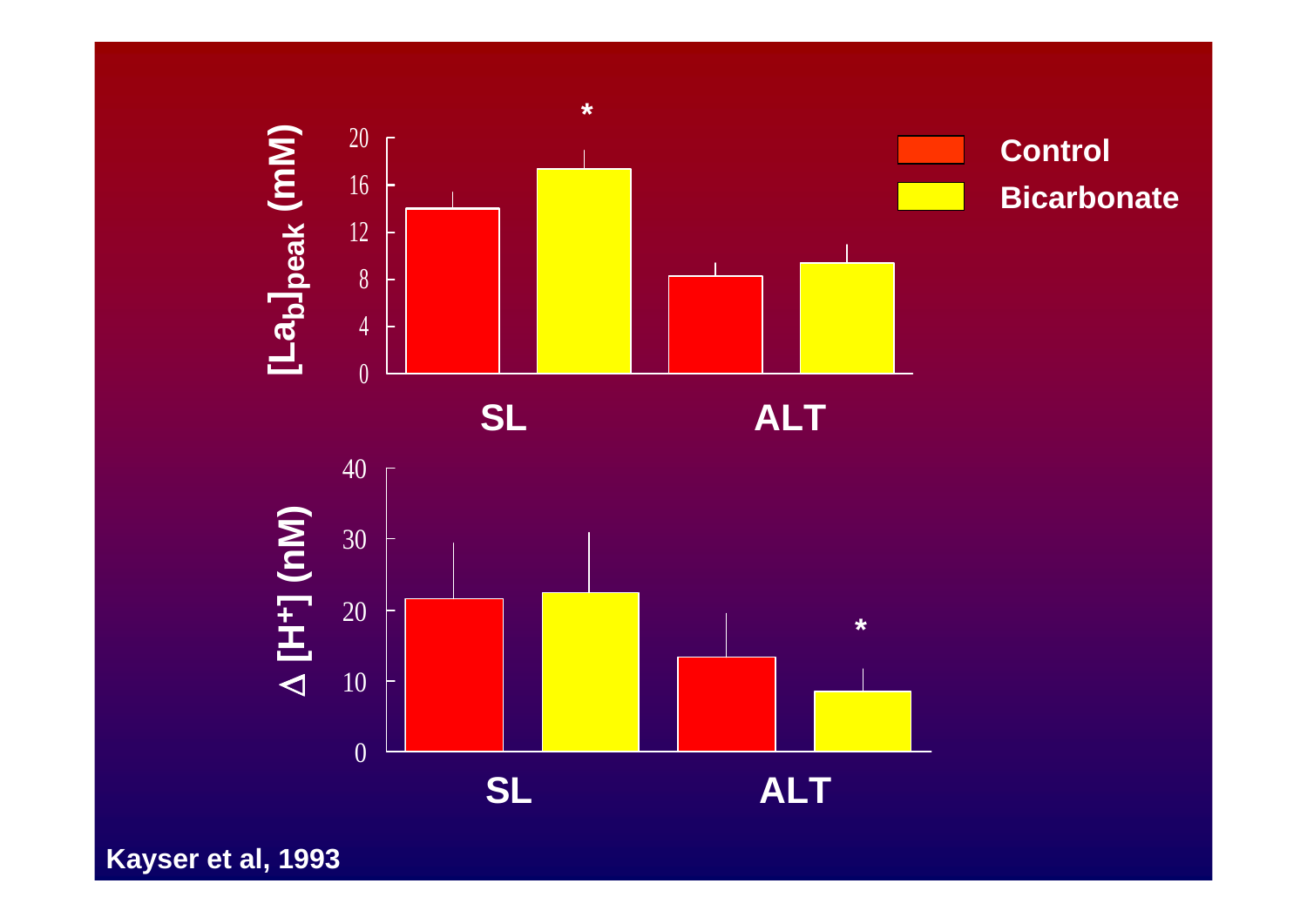$[La_b]_{peak}$ (mM)

| | Control | Bicarbonate |
|---|---|---|
| SL | ~14 | ~17.3 * |
| ALT | ~8.2 | ~9.3 |

$\Delta$ [$H^+$] (nM)

| | Control | Bicarbonate |
|---|---|---|
| SL | ~21.5 | ~22.3 |
| ALT | ~13.3 | ~8.5 * |

Kayser et al, 1993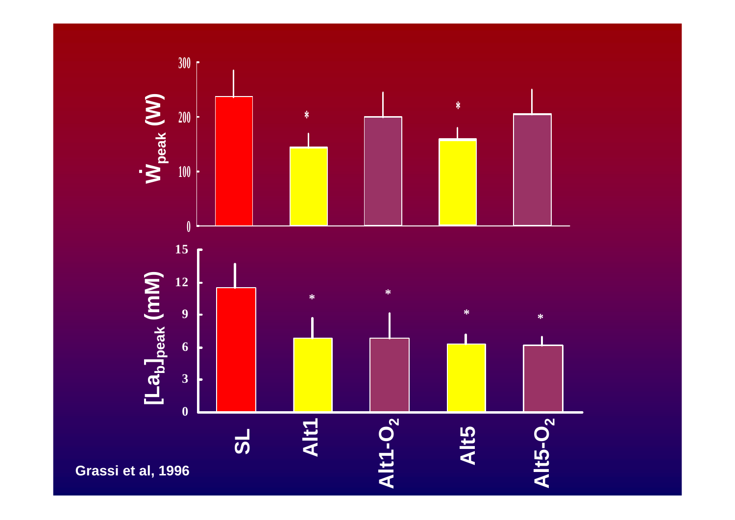$\dot{W}_{peak}$ (W)

$[La_b]_{peak}$ (mM)

SL, Alt1, Alt1-$O_2$, Alt5, Alt5-$O_2$

Grassi et al, 1996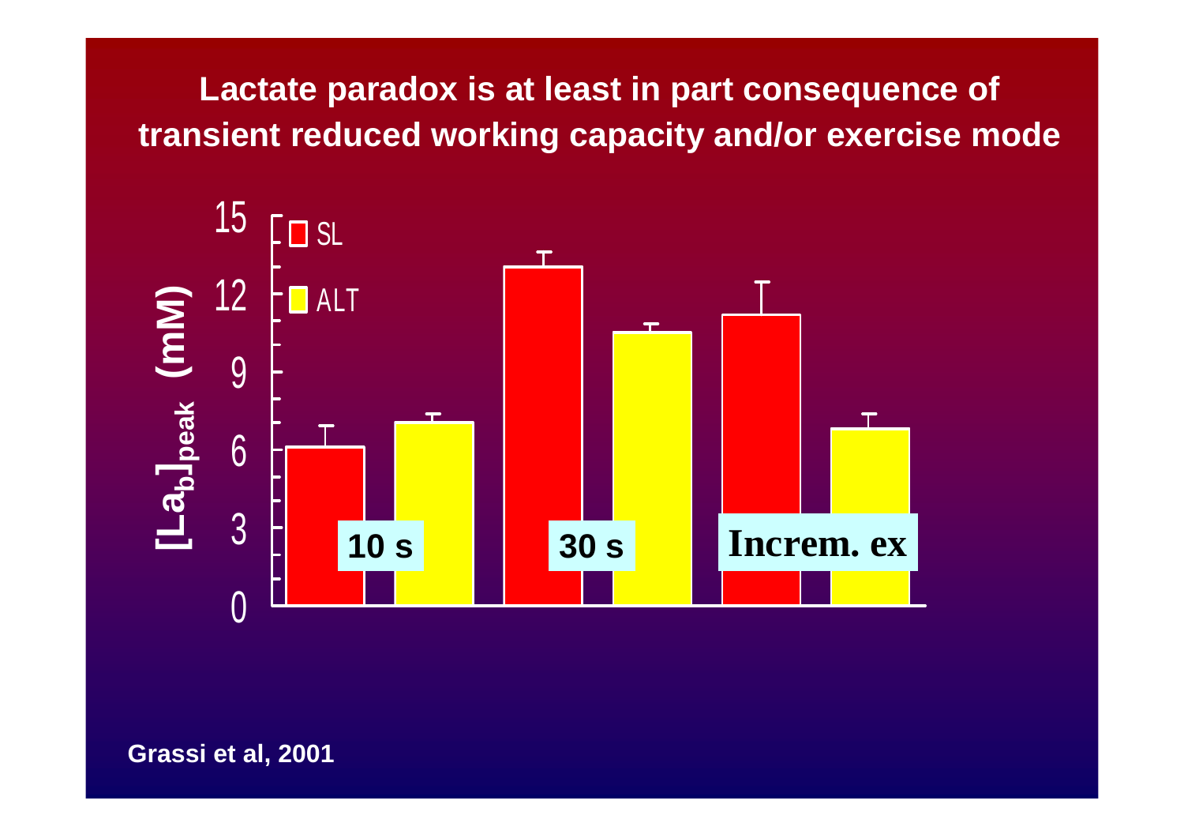# Lactate paradox is at least in part consequence of transient reduced working capacity and/or exercise mode

$[La_b]_{peak}$ (mM)

15

12

9

6

3

0

SL

ALT

**10 s**

**30 s**

**Increm. ex**

Grassi et al, 2001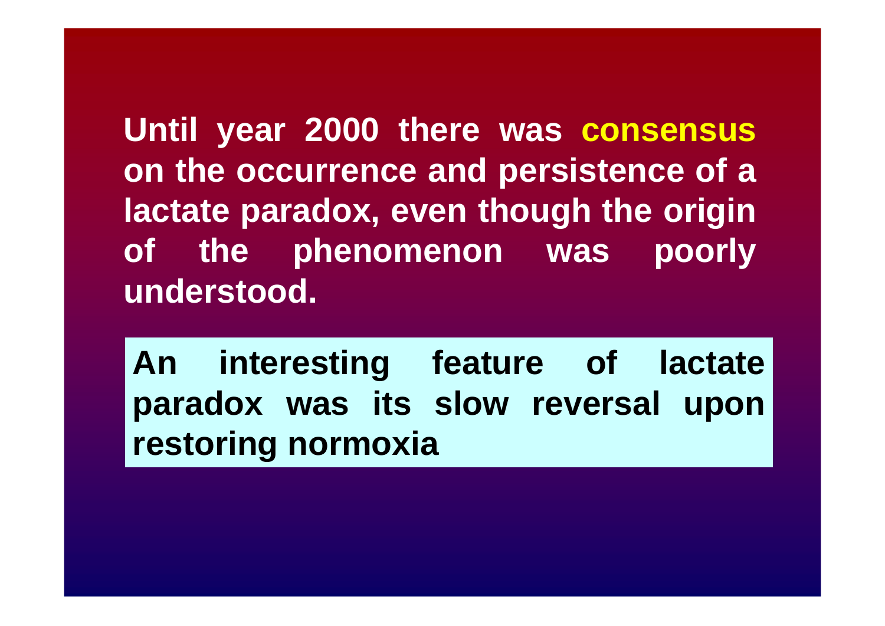**Until year 2000 there was consensus on the occurrence and persistence of a lactate paradox, even though the origin of the phenomenon was poorly understood.**

**An interesting feature of lactate paradox was its slow reversal upon restoring normoxia**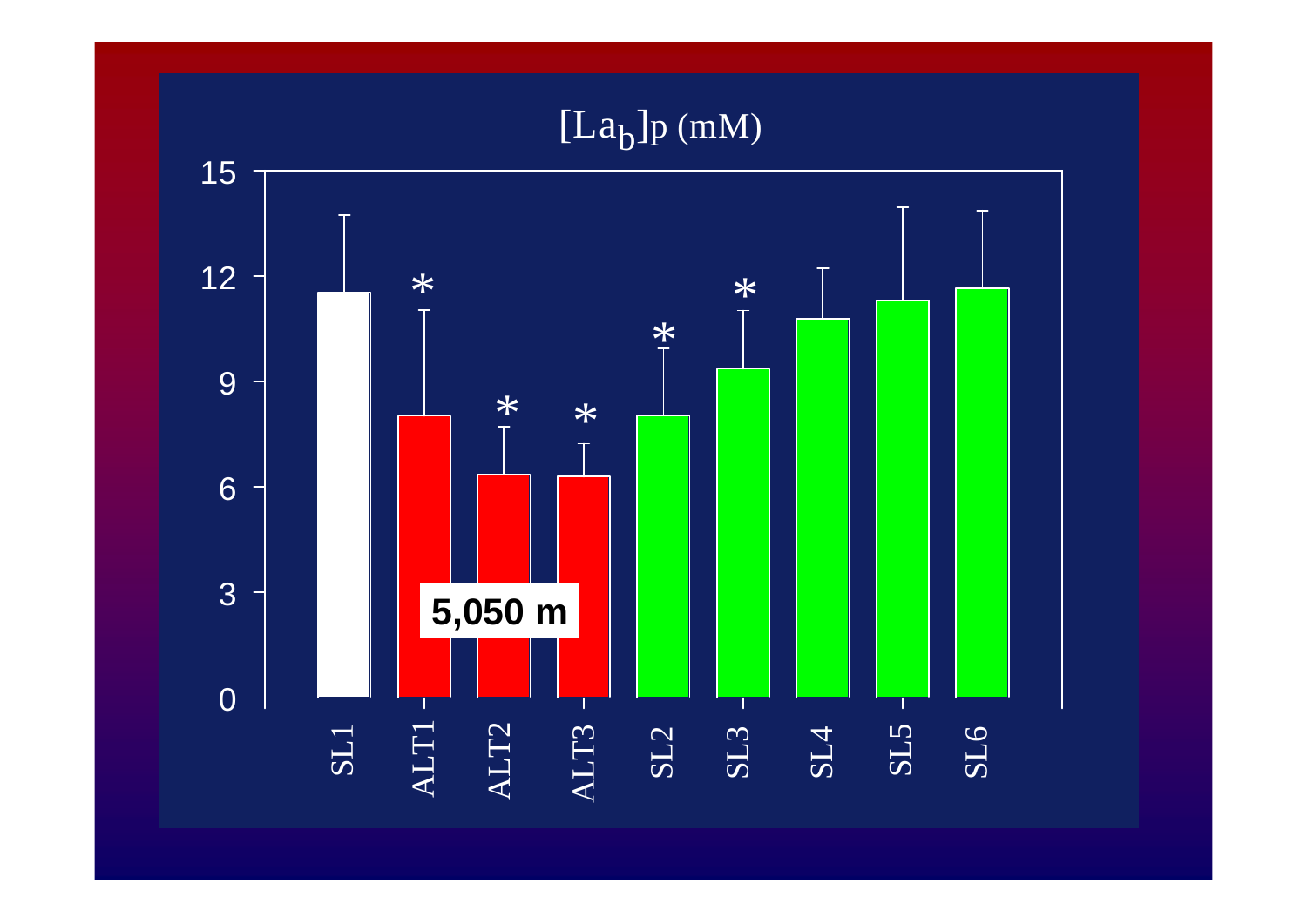## $[La_b]p$ (mM)

5,050 m

| Condition | $[La_b]p$ (mM) | Significant |
|---|---|---|
| SL1 | ~11.5 | |
| ALT1 | ~8.0 | * |
| ALT2 | ~6.3 | * |
| ALT3 | ~6.3 | * |
| SL2 | ~8.0 | * |
| SL3 | ~9.3 | * |
| SL4 | ~10.8 | |
| SL5 | ~11.3 | |
| SL6 | ~11.6 | |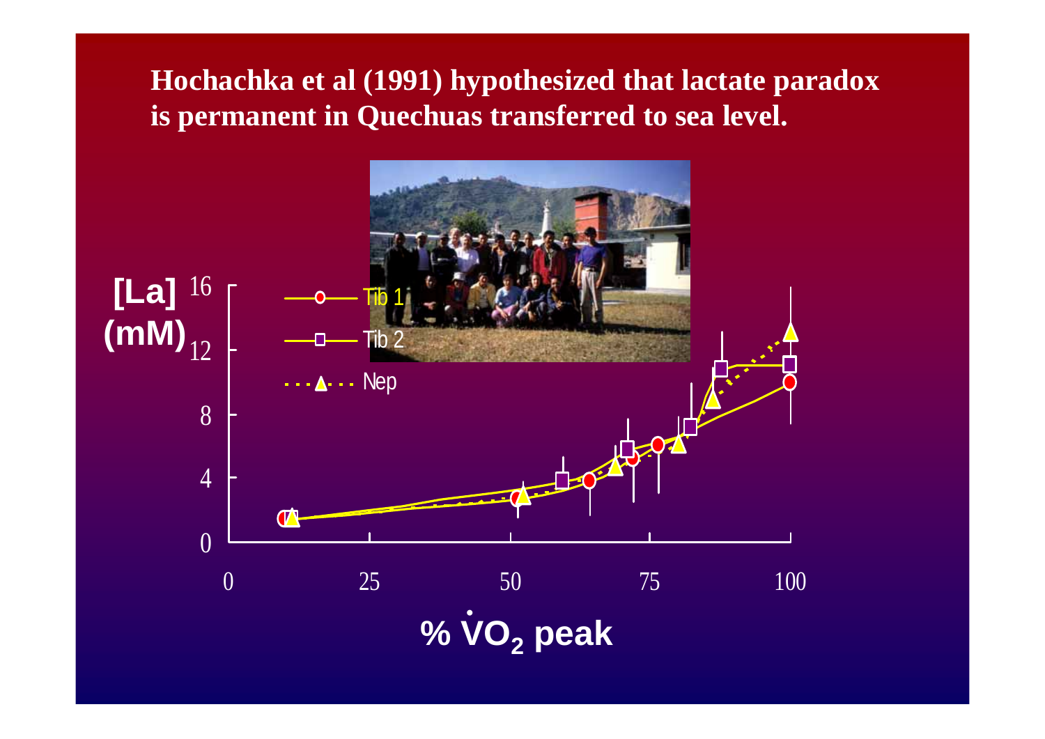**Hochachka et al (1991) hypothesized that lactate paradox is permanent in Quechuas transferred to sea level.**

[La] (mM)

16

12

8

4

0

Tib 1

Tib 2

Nep

0 25 50 75 100

% $\dot{V}O_2$ peak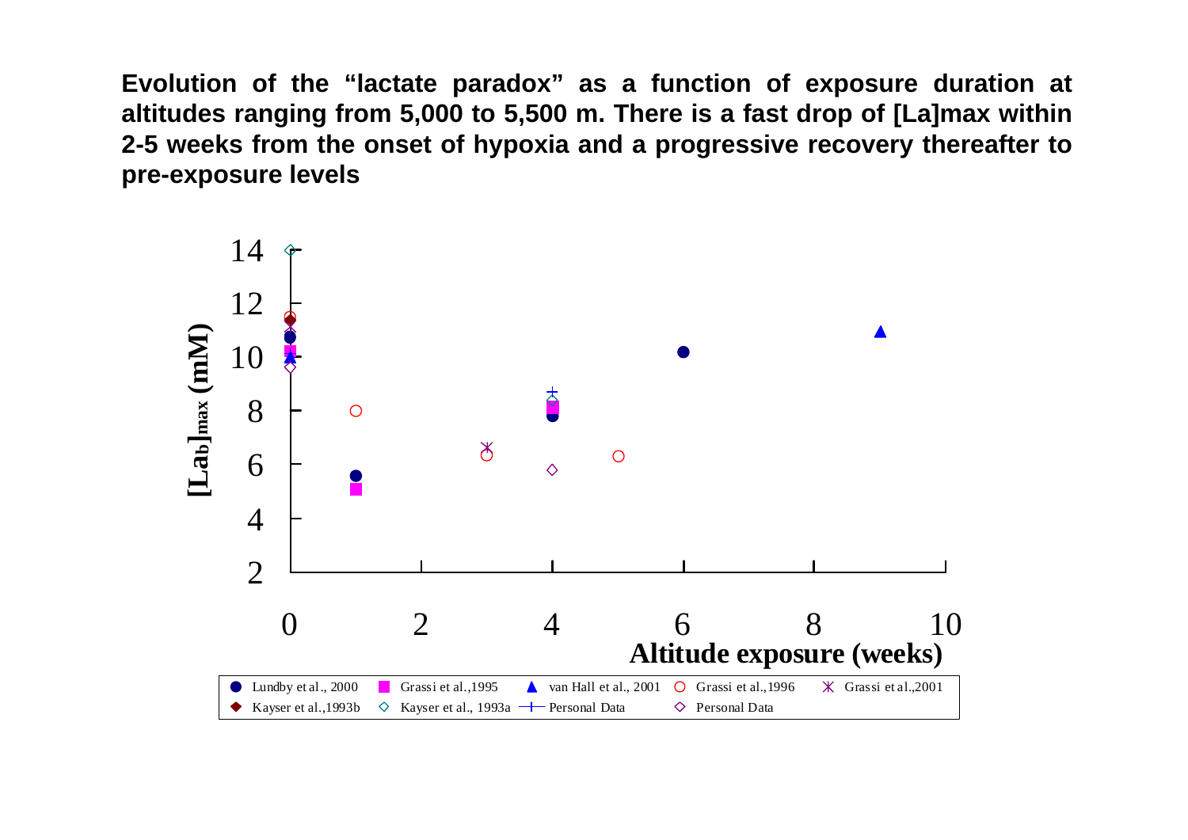**Evolution of the "lactate paradox" as a function of exposure duration at altitudes ranging from 5,000 to 5,500 m. There is a fast drop of [La]max within 2-5 weeks from the onset of hypoxia and a progressive recovery thereafter to pre-exposure levels**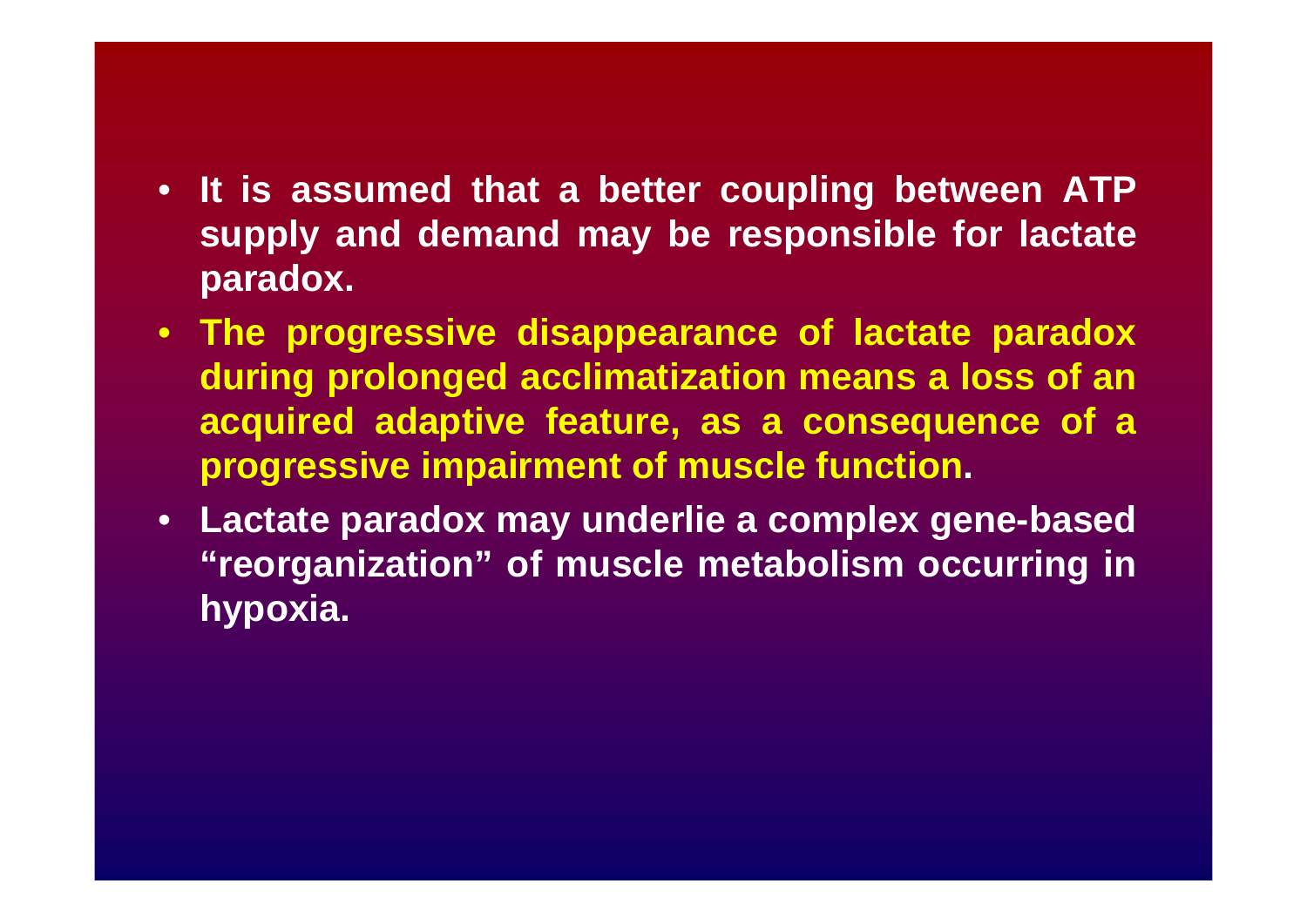- **It is assumed that a better coupling between ATP supply and demand may be responsible for lactate paradox.**
- **The progressive disappearance of lactate paradox during prolonged acclimatization means a loss of an acquired adaptive feature, as a consequence of a progressive impairment of muscle function.**
- **Lactate paradox may underlie a complex gene-based "reorganization" of muscle metabolism occurring in hypoxia.**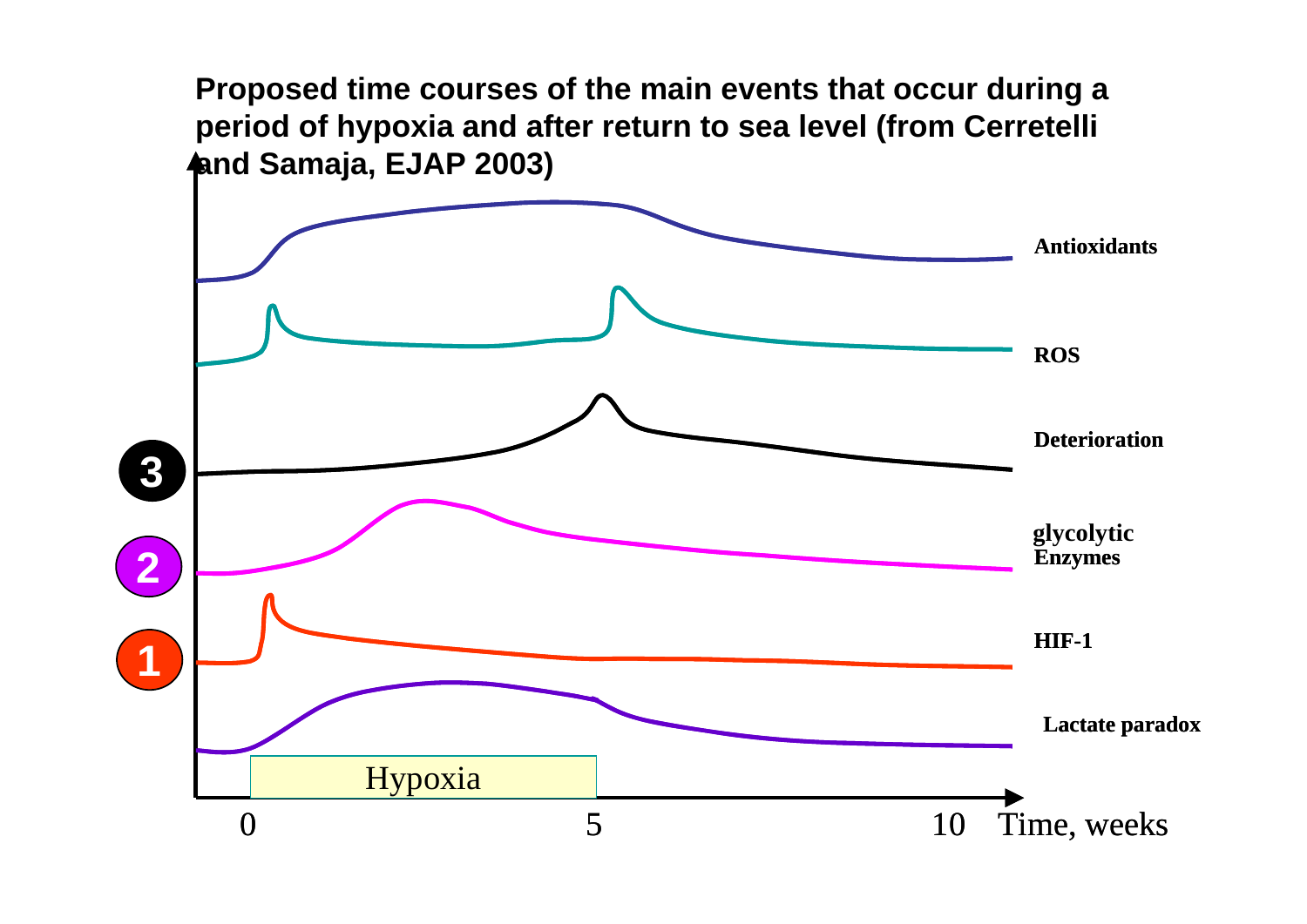**Proposed time courses of the main events that occur during a period of hypoxia and after return to sea level (from Cerretelli and Samaja, EJAP 2003)**

Antioxidants

ROS

Deterioration

glycolytic Enzymes

HIF-1

Lactate paradox

3

2

1

Hypoxia

0

5

10

Time, weeks